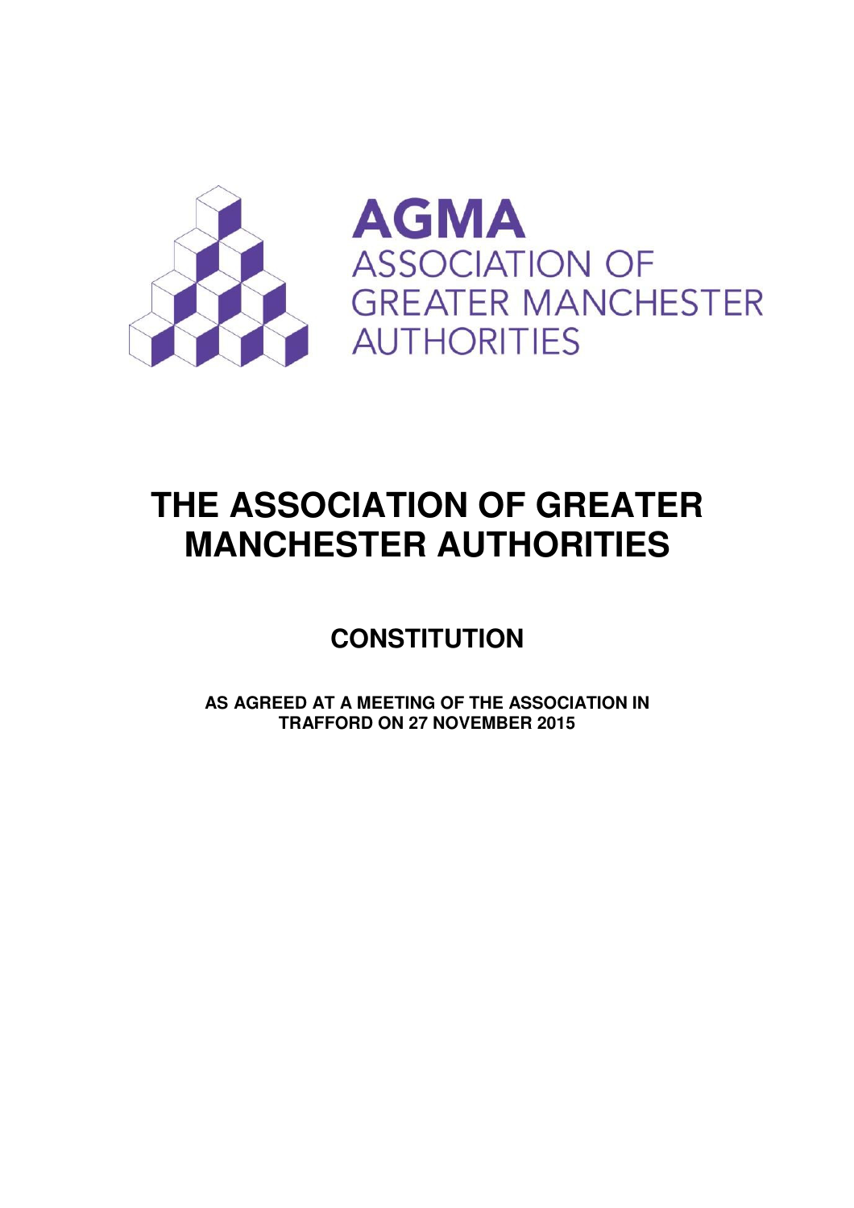AGMA
ASSOCIATION OF
GREATER MANCHESTER
AUTHORITIES

# THE ASSOCIATION OF GREATER MANCHESTER AUTHORITIES

## CONSTITUTION

**AS AGREED AT A MEETING OF THE ASSOCIATION IN TRAFFORD ON 27 NOVEMBER 2015**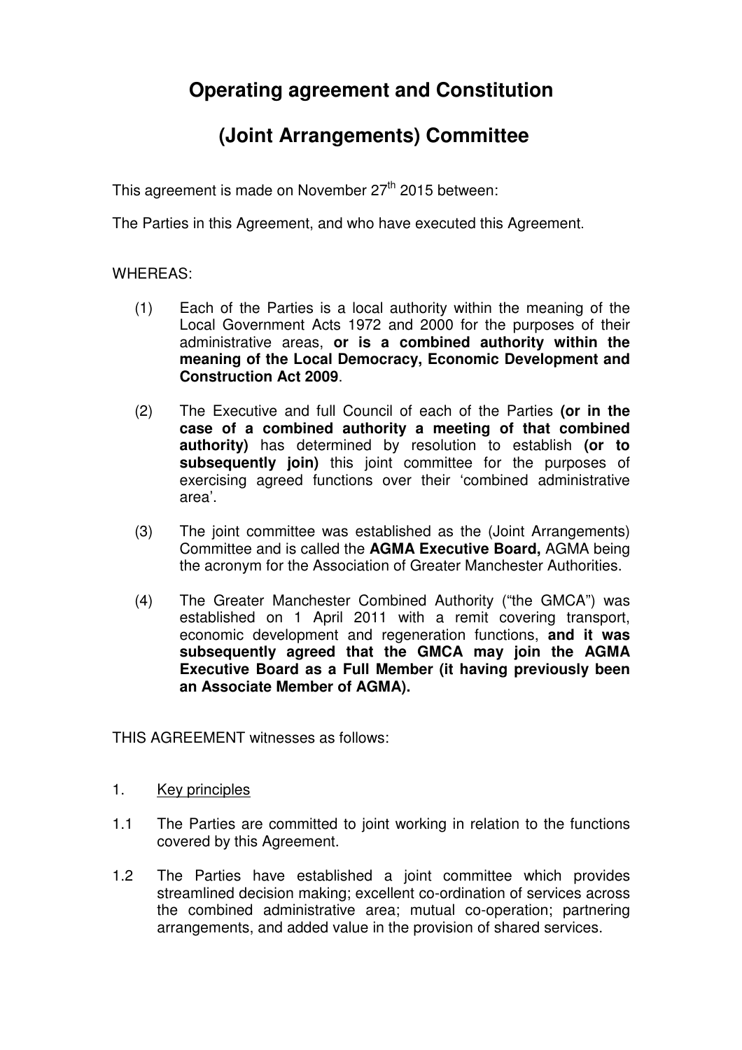# Operating agreement and Constitution

# (Joint Arrangements) Committee

This agreement is made on November 27th 2015 between:

The Parties in this Agreement, and who have executed this Agreement.

WHEREAS:

(1) Each of the Parties is a local authority within the meaning of the Local Government Acts 1972 and 2000 for the purposes of their administrative areas, **or is a combined authority within the meaning of the Local Democracy, Economic Development and Construction Act 2009**.

(2) The Executive and full Council of each of the Parties **(or in the case of a combined authority a meeting of that combined authority)** has determined by resolution to establish **(or to subsequently join)** this joint committee for the purposes of exercising agreed functions over their 'combined administrative area'.

(3) The joint committee was established as the (Joint Arrangements) Committee and is called the **AGMA Executive Board,** AGMA being the acronym for the Association of Greater Manchester Authorities.

(4) The Greater Manchester Combined Authority ("the GMCA") was established on 1 April 2011 with a remit covering transport, economic development and regeneration functions, **and it was subsequently agreed that the GMCA may join the AGMA Executive Board as a Full Member (it having previously been an Associate Member of AGMA).**

THIS AGREEMENT witnesses as follows:

1. <u>Key principles</u>

1.1 The Parties are committed to joint working in relation to the functions covered by this Agreement.

1.2 The Parties have established a joint committee which provides streamlined decision making; excellent co-ordination of services across the combined administrative area; mutual co-operation; partnering arrangements, and added value in the provision of shared services.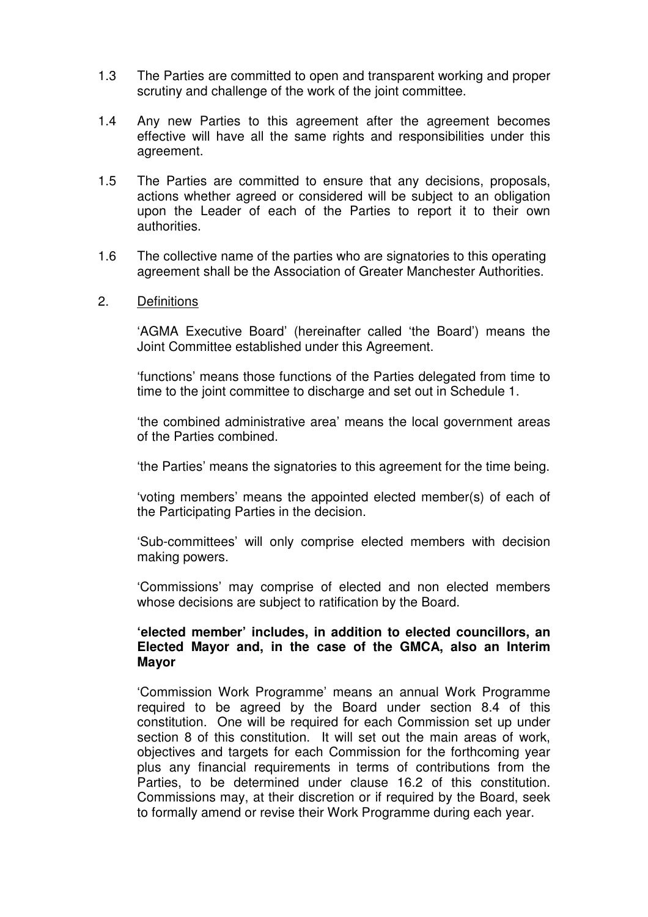1.3 The Parties are committed to open and transparent working and proper scrutiny and challenge of the work of the joint committee.

1.4 Any new Parties to this agreement after the agreement becomes effective will have all the same rights and responsibilities under this agreement.

1.5 The Parties are committed to ensure that any decisions, proposals, actions whether agreed or considered will be subject to an obligation upon the Leader of each of the Parties to report it to their own authorities.

1.6 The collective name of the parties who are signatories to this operating agreement shall be the Association of Greater Manchester Authorities.

2. <u>Definitions</u>

'AGMA Executive Board' (hereinafter called 'the Board') means the Joint Committee established under this Agreement.

'functions' means those functions of the Parties delegated from time to time to the joint committee to discharge and set out in Schedule 1.

'the combined administrative area' means the local government areas of the Parties combined.

'the Parties' means the signatories to this agreement for the time being.

'voting members' means the appointed elected member(s) of each of the Participating Parties in the decision.

'Sub-committees' will only comprise elected members with decision making powers.

'Commissions' may comprise of elected and non elected members whose decisions are subject to ratification by the Board.

**'elected member' includes, in addition to elected councillors, an Elected Mayor and, in the case of the GMCA, also an Interim Mayor**

'Commission Work Programme' means an annual Work Programme required to be agreed by the Board under section 8.4 of this constitution. One will be required for each Commission set up under section 8 of this constitution. It will set out the main areas of work, objectives and targets for each Commission for the forthcoming year plus any financial requirements in terms of contributions from the Parties, to be determined under clause 16.2 of this constitution. Commissions may, at their discretion or if required by the Board, seek to formally amend or revise their Work Programme during each year.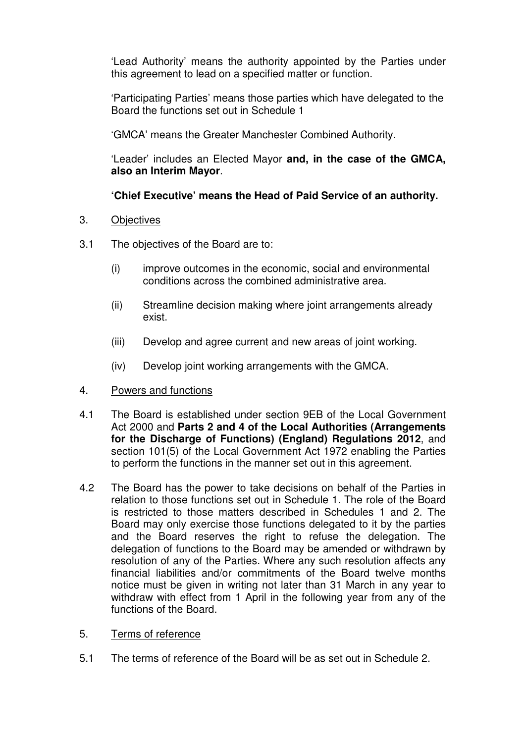'Lead Authority' means the authority appointed by the Parties under this agreement to lead on a specified matter or function.

'Participating Parties' means those parties which have delegated to the Board the functions set out in Schedule 1

'GMCA' means the Greater Manchester Combined Authority.

'Leader' includes an Elected Mayor **and, in the case of the GMCA, also an Interim Mayor**.

**'Chief Executive' means the Head of Paid Service of an authority.**

3. Objectives

3.1 The objectives of the Board are to:

(i) improve outcomes in the economic, social and environmental conditions across the combined administrative area.

(ii) Streamline decision making where joint arrangements already exist.

(iii) Develop and agree current and new areas of joint working.

(iv) Develop joint working arrangements with the GMCA.

4. Powers and functions

4.1 The Board is established under section 9EB of the Local Government Act 2000 and **Parts 2 and 4 of the Local Authorities (Arrangements for the Discharge of Functions) (England) Regulations 2012**, and section 101(5) of the Local Government Act 1972 enabling the Parties to perform the functions in the manner set out in this agreement.

4.2 The Board has the power to take decisions on behalf of the Parties in relation to those functions set out in Schedule 1. The role of the Board is restricted to those matters described in Schedules 1 and 2. The Board may only exercise those functions delegated to it by the parties and the Board reserves the right to refuse the delegation. The delegation of functions to the Board may be amended or withdrawn by resolution of any of the Parties. Where any such resolution affects any financial liabilities and/or commitments of the Board twelve months notice must be given in writing not later than 31 March in any year to withdraw with effect from 1 April in the following year from any of the functions of the Board.

5. Terms of reference

5.1 The terms of reference of the Board will be as set out in Schedule 2.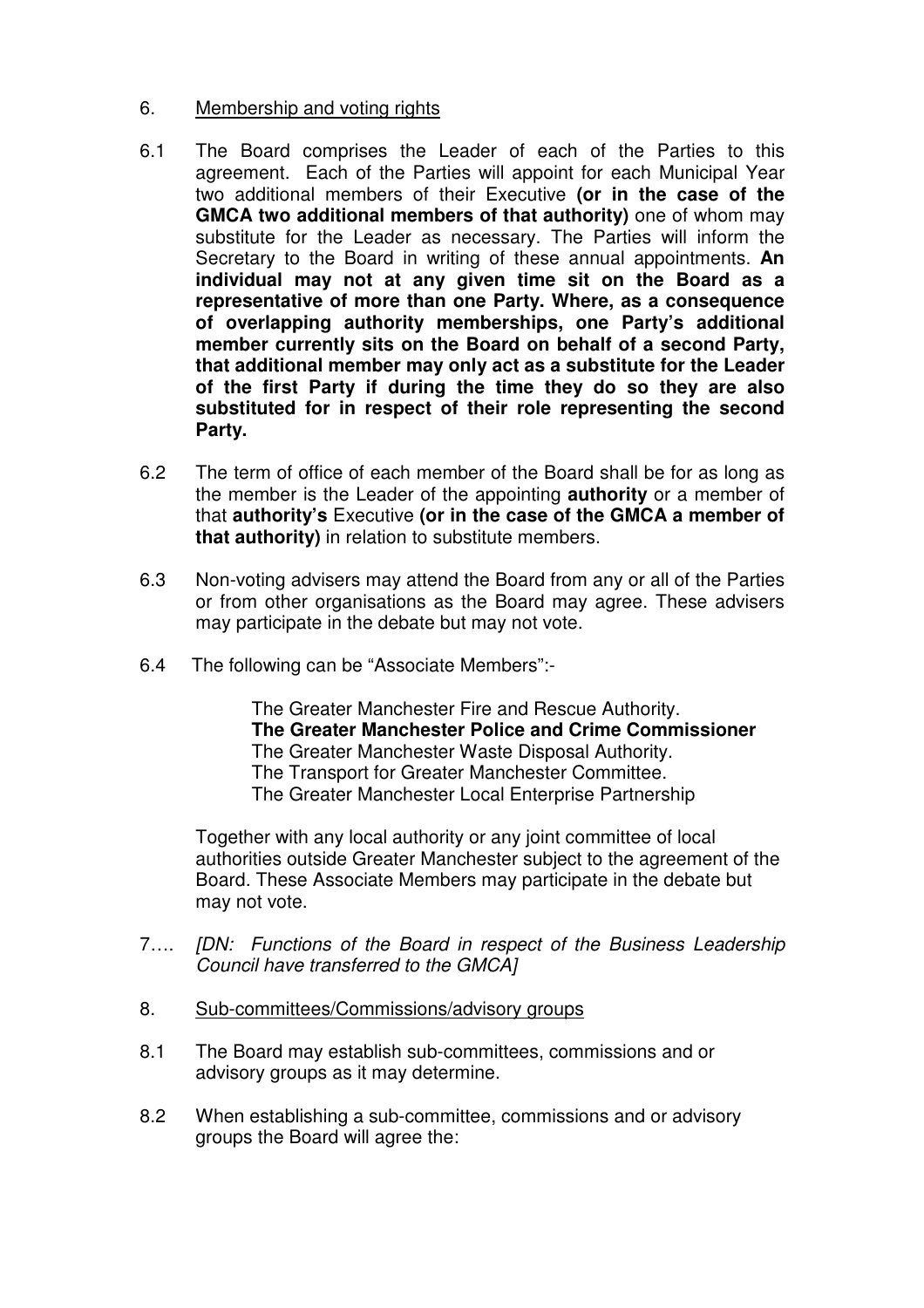6. Membership and voting rights

6.1 The Board comprises the Leader of each of the Parties to this agreement. Each of the Parties will appoint for each Municipal Year two additional members of their Executive **(or in the case of the GMCA two additional members of that authority)** one of whom may substitute for the Leader as necessary. The Parties will inform the Secretary to the Board in writing of these annual appointments. **An individual may not at any given time sit on the Board as a representative of more than one Party. Where, as a consequence of overlapping authority memberships, one Party's additional member currently sits on the Board on behalf of a second Party, that additional member may only act as a substitute for the Leader of the first Party if during the time they do so they are also substituted for in respect of their role representing the second Party.**

6.2 The term of office of each member of the Board shall be for as long as the member is the Leader of the appointing **authority** or a member of that **authority's** Executive **(or in the case of the GMCA a member of that authority)** in relation to substitute members.

6.3 Non-voting advisers may attend the Board from any or all of the Parties or from other organisations as the Board may agree. These advisers may participate in the debate but may not vote.

6.4 The following can be "Associate Members":-

The Greater Manchester Fire and Rescue Authority.
**The Greater Manchester Police and Crime Commissioner**
The Greater Manchester Waste Disposal Authority.
The Transport for Greater Manchester Committee.
The Greater Manchester Local Enterprise Partnership

Together with any local authority or any joint committee of local authorities outside Greater Manchester subject to the agreement of the Board. These Associate Members may participate in the debate but may not vote.

7…. *[DN: Functions of the Board in respect of the Business Leadership Council have transferred to the GMCA]*

8. Sub-committees/Commissions/advisory groups

8.1 The Board may establish sub-committees, commissions and or advisory groups as it may determine.

8.2 When establishing a sub-committee, commissions and or advisory groups the Board will agree the: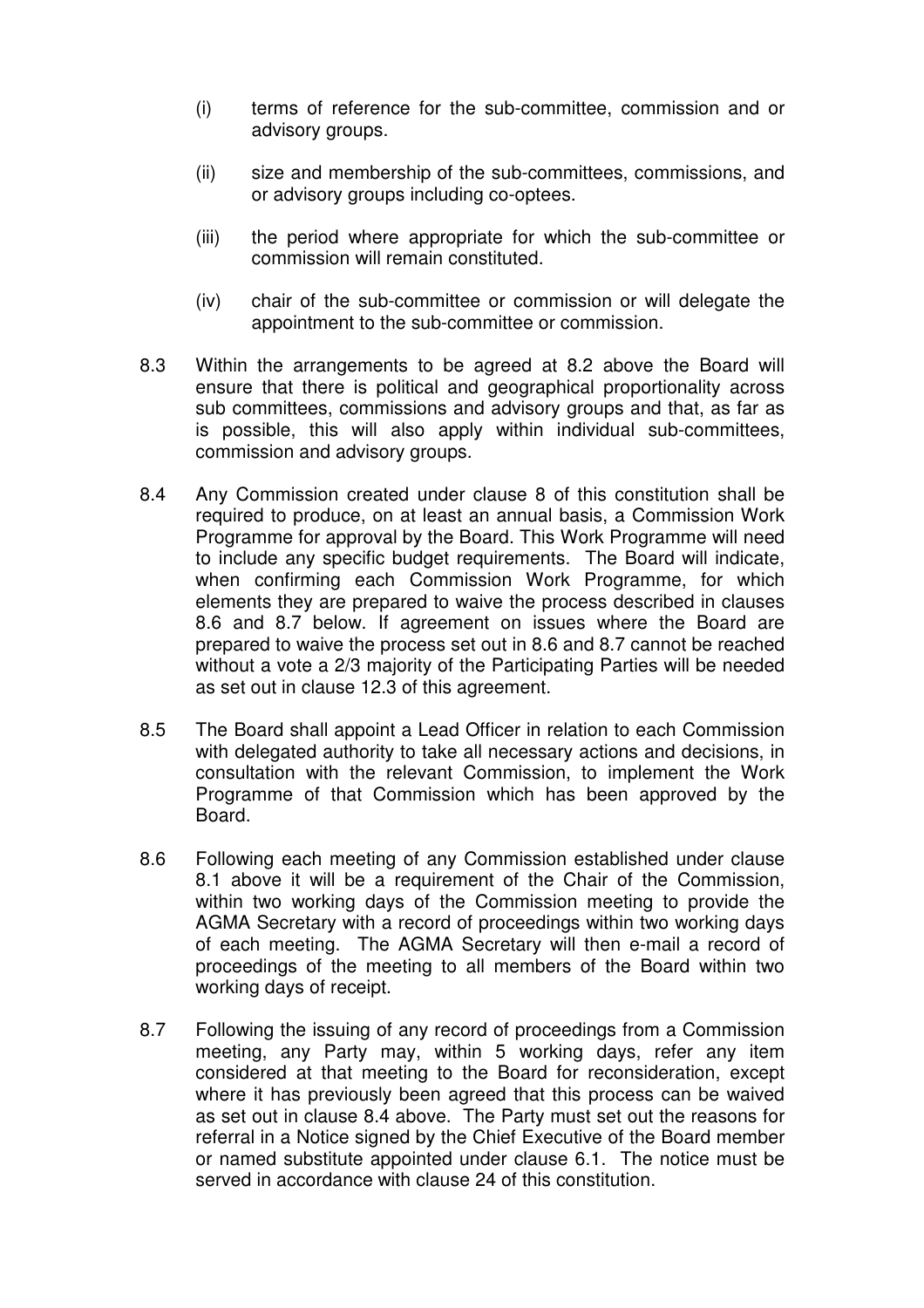(i) terms of reference for the sub-committee, commission and or advisory groups.

(ii) size and membership of the sub-committees, commissions, and or advisory groups including co-optees.

(iii) the period where appropriate for which the sub-committee or commission will remain constituted.

(iv) chair of the sub-committee or commission or will delegate the appointment to the sub-committee or commission.

8.3 Within the arrangements to be agreed at 8.2 above the Board will ensure that there is political and geographical proportionality across sub committees, commissions and advisory groups and that, as far as is possible, this will also apply within individual sub-committees, commission and advisory groups.

8.4 Any Commission created under clause 8 of this constitution shall be required to produce, on at least an annual basis, a Commission Work Programme for approval by the Board. This Work Programme will need to include any specific budget requirements. The Board will indicate, when confirming each Commission Work Programme, for which elements they are prepared to waive the process described in clauses 8.6 and 8.7 below. If agreement on issues where the Board are prepared to waive the process set out in 8.6 and 8.7 cannot be reached without a vote a 2/3 majority of the Participating Parties will be needed as set out in clause 12.3 of this agreement.

8.5 The Board shall appoint a Lead Officer in relation to each Commission with delegated authority to take all necessary actions and decisions, in consultation with the relevant Commission, to implement the Work Programme of that Commission which has been approved by the Board.

8.6 Following each meeting of any Commission established under clause 8.1 above it will be a requirement of the Chair of the Commission, within two working days of the Commission meeting to provide the AGMA Secretary with a record of proceedings within two working days of each meeting. The AGMA Secretary will then e-mail a record of proceedings of the meeting to all members of the Board within two working days of receipt.

8.7 Following the issuing of any record of proceedings from a Commission meeting, any Party may, within 5 working days, refer any item considered at that meeting to the Board for reconsideration, except where it has previously been agreed that this process can be waived as set out in clause 8.4 above. The Party must set out the reasons for referral in a Notice signed by the Chief Executive of the Board member or named substitute appointed under clause 6.1. The notice must be served in accordance with clause 24 of this constitution.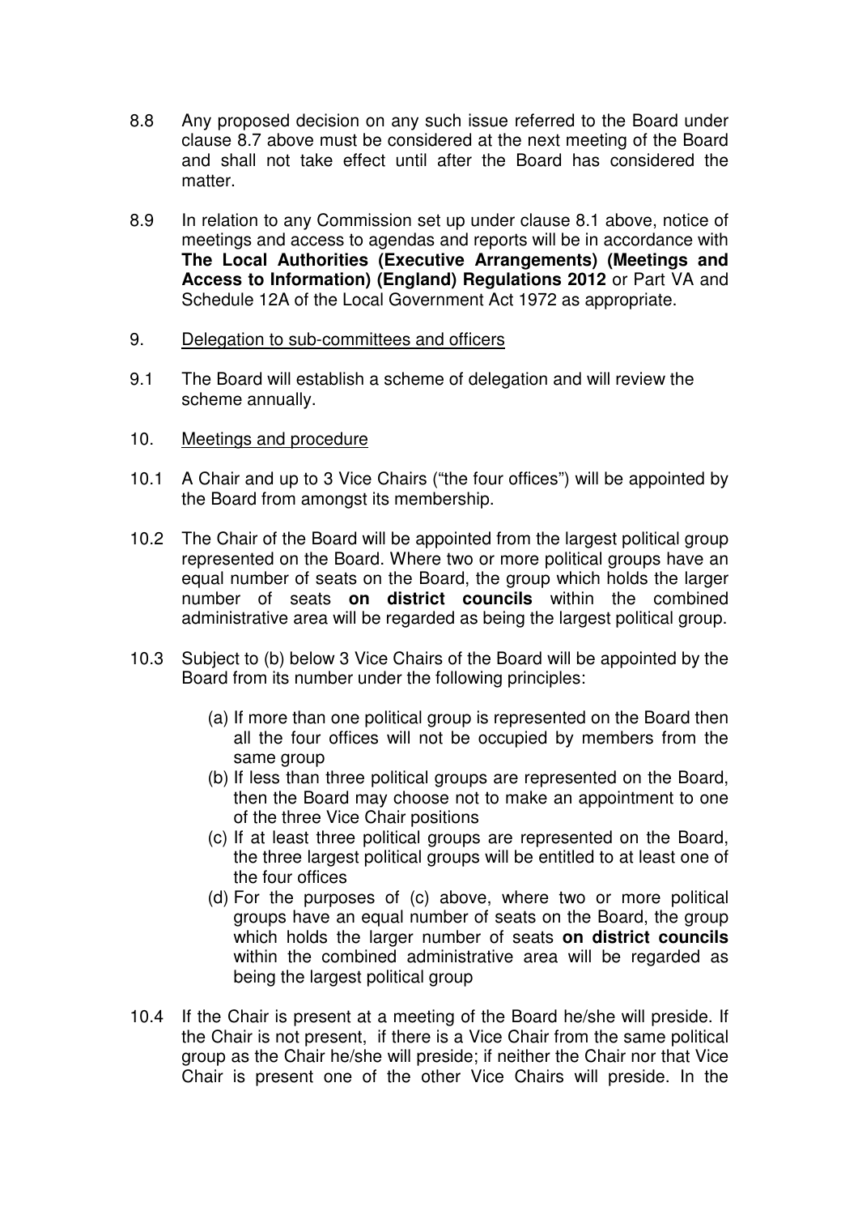8.8 Any proposed decision on any such issue referred to the Board under clause 8.7 above must be considered at the next meeting of the Board and shall not take effect until after the Board has considered the matter.

8.9 In relation to any Commission set up under clause 8.1 above, notice of meetings and access to agendas and reports will be in accordance with **The Local Authorities (Executive Arrangements) (Meetings and Access to Information) (England) Regulations 2012** or Part VA and Schedule 12A of the Local Government Act 1972 as appropriate.

9. Delegation to sub-committees and officers

9.1 The Board will establish a scheme of delegation and will review the scheme annually.

10. Meetings and procedure

10.1 A Chair and up to 3 Vice Chairs ("the four offices") will be appointed by the Board from amongst its membership.

10.2 The Chair of the Board will be appointed from the largest political group represented on the Board. Where two or more political groups have an equal number of seats on the Board, the group which holds the larger number of seats **on district councils** within the combined administrative area will be regarded as being the largest political group.

10.3 Subject to (b) below 3 Vice Chairs of the Board will be appointed by the Board from its number under the following principles:

(a) If more than one political group is represented on the Board then all the four offices will not be occupied by members from the same group

(b) If less than three political groups are represented on the Board, then the Board may choose not to make an appointment to one of the three Vice Chair positions

(c) If at least three political groups are represented on the Board, the three largest political groups will be entitled to at least one of the four offices

(d) For the purposes of (c) above, where two or more political groups have an equal number of seats on the Board, the group which holds the larger number of seats **on district councils** within the combined administrative area will be regarded as being the largest political group

10.4 If the Chair is present at a meeting of the Board he/she will preside. If the Chair is not present, if there is a Vice Chair from the same political group as the Chair he/she will preside; if neither the Chair nor that Vice Chair is present one of the other Vice Chairs will preside. In the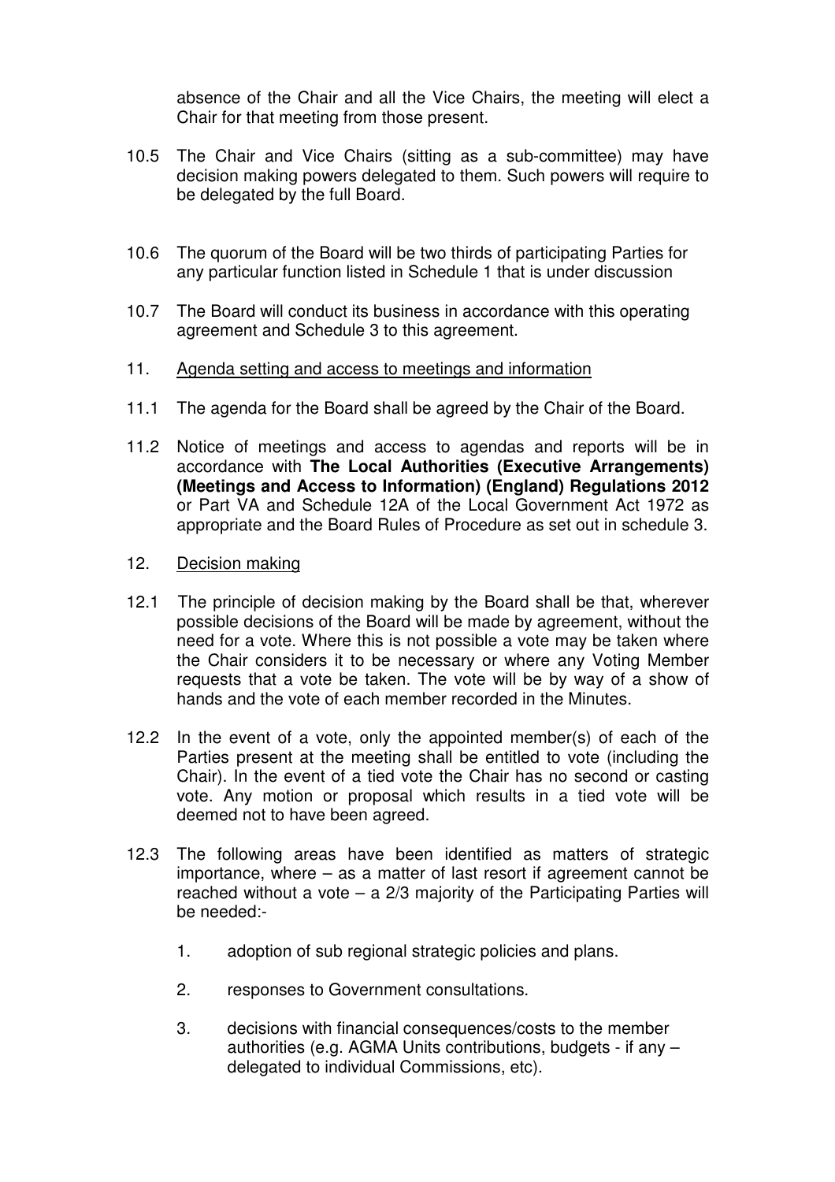absence of the Chair and all the Vice Chairs, the meeting will elect a Chair for that meeting from those present.

10.5 The Chair and Vice Chairs (sitting as a sub-committee) may have decision making powers delegated to them. Such powers will require to be delegated by the full Board.

10.6 The quorum of the Board will be two thirds of participating Parties for any particular function listed in Schedule 1 that is under discussion

10.7 The Board will conduct its business in accordance with this operating agreement and Schedule 3 to this agreement.

11. Agenda setting and access to meetings and information

11.1 The agenda for the Board shall be agreed by the Chair of the Board.

11.2 Notice of meetings and access to agendas and reports will be in accordance with **The Local Authorities (Executive Arrangements) (Meetings and Access to Information) (England) Regulations 2012** or Part VA and Schedule 12A of the Local Government Act 1972 as appropriate and the Board Rules of Procedure as set out in schedule 3.

12. Decision making

12.1 The principle of decision making by the Board shall be that, wherever possible decisions of the Board will be made by agreement, without the need for a vote. Where this is not possible a vote may be taken where the Chair considers it to be necessary or where any Voting Member requests that a vote be taken. The vote will be by way of a show of hands and the vote of each member recorded in the Minutes.

12.2 In the event of a vote, only the appointed member(s) of each of the Parties present at the meeting shall be entitled to vote (including the Chair). In the event of a tied vote the Chair has no second or casting vote. Any motion or proposal which results in a tied vote will be deemed not to have been agreed.

12.3 The following areas have been identified as matters of strategic importance, where – as a matter of last resort if agreement cannot be reached without a vote – a 2/3 majority of the Participating Parties will be needed:-

1. adoption of sub regional strategic policies and plans.
2. responses to Government consultations.
3. decisions with financial consequences/costs to the member authorities (e.g. AGMA Units contributions, budgets - if any – delegated to individual Commissions, etc).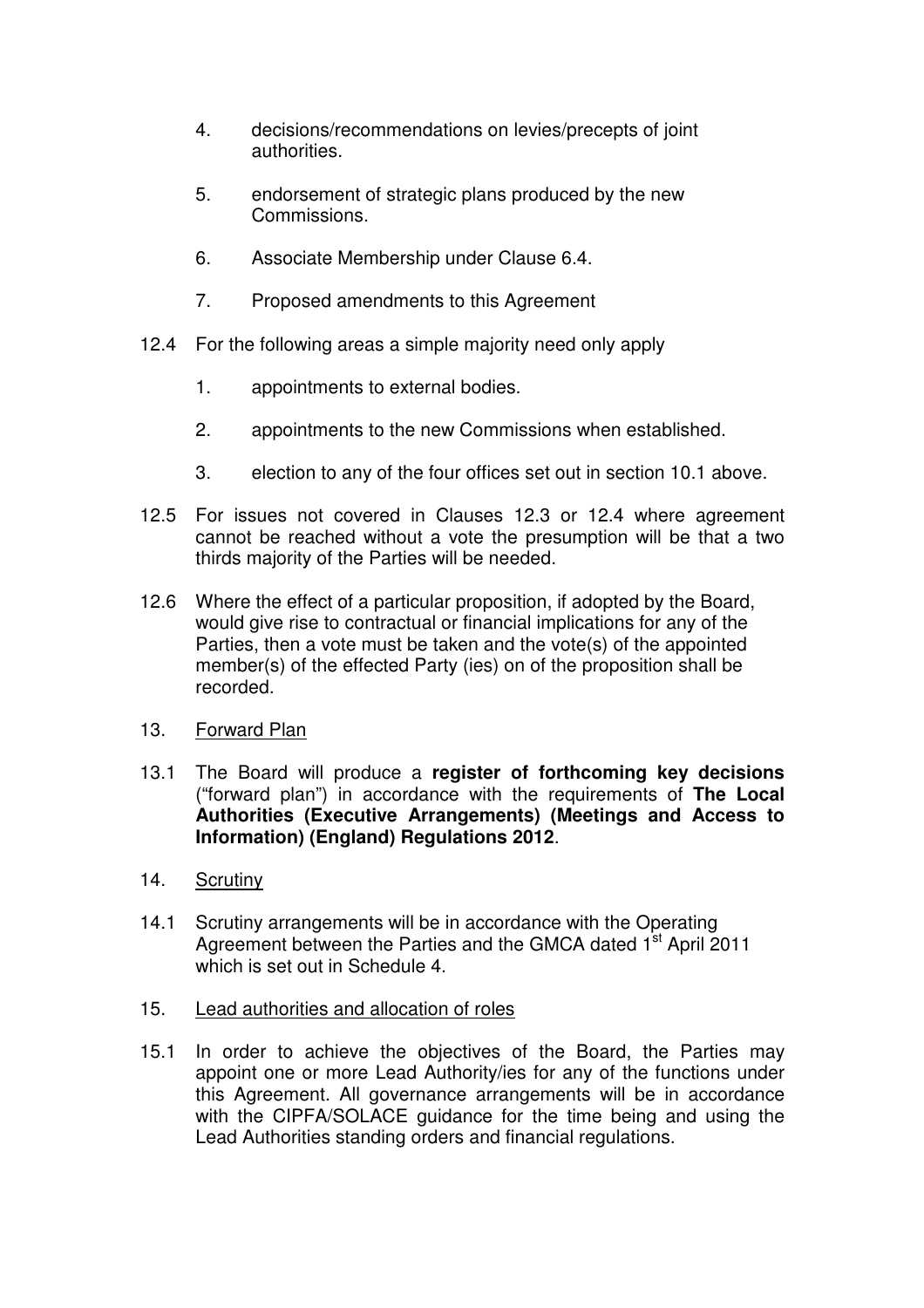4. decisions/recommendations on levies/precepts of joint authorities.

5. endorsement of strategic plans produced by the new Commissions.

6. Associate Membership under Clause 6.4.

7. Proposed amendments to this Agreement

12.4 For the following areas a simple majority need only apply

1. appointments to external bodies.

2. appointments to the new Commissions when established.

3. election to any of the four offices set out in section 10.1 above.

12.5 For issues not covered in Clauses 12.3 or 12.4 where agreement cannot be reached without a vote the presumption will be that a two thirds majority of the Parties will be needed.

12.6 Where the effect of a particular proposition, if adopted by the Board, would give rise to contractual or financial implications for any of the Parties, then a vote must be taken and the vote(s) of the appointed member(s) of the effected Party (ies) on of the proposition shall be recorded.

13. <u>Forward Plan</u>

13.1 The Board will produce a **register of forthcoming key decisions** ("forward plan") in accordance with the requirements of **The Local Authorities (Executive Arrangements) (Meetings and Access to Information) (England) Regulations 2012**.

14. <u>Scrutiny</u>

14.1 Scrutiny arrangements will be in accordance with the Operating Agreement between the Parties and the GMCA dated 1st April 2011 which is set out in Schedule 4.

15. <u>Lead authorities and allocation of roles</u>

15.1 In order to achieve the objectives of the Board, the Parties may appoint one or more Lead Authority/ies for any of the functions under this Agreement. All governance arrangements will be in accordance with the CIPFA/SOLACE guidance for the time being and using the Lead Authorities standing orders and financial regulations.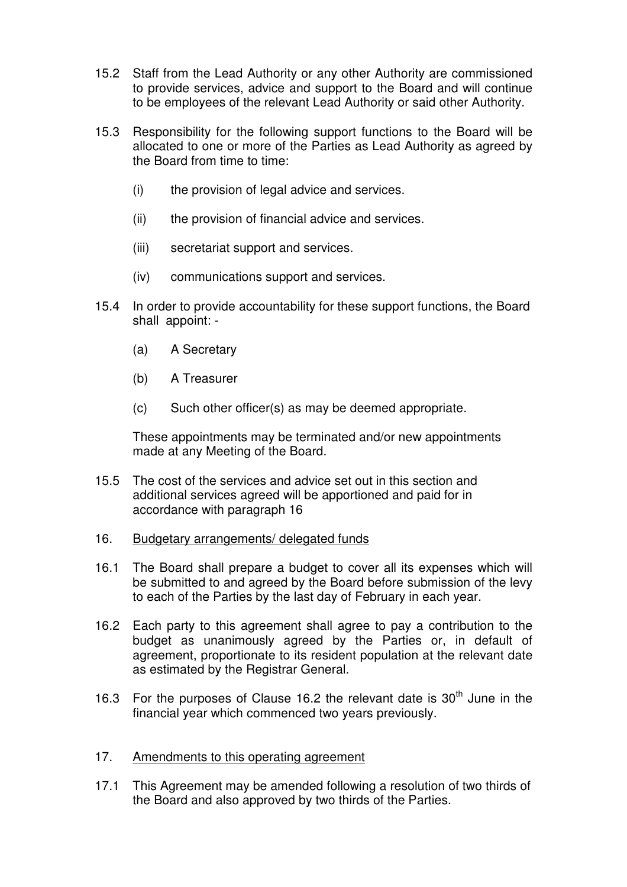15.2 Staff from the Lead Authority or any other Authority are commissioned to provide services, advice and support to the Board and will continue to be employees of the relevant Lead Authority or said other Authority.

15.3 Responsibility for the following support functions to the Board will be allocated to one or more of the Parties as Lead Authority as agreed by the Board from time to time:

(i) the provision of legal advice and services.

(ii) the provision of financial advice and services.

(iii) secretariat support and services.

(iv) communications support and services.

15.4 In order to provide accountability for these support functions, the Board shall appoint: -

(a) A Secretary

(b) A Treasurer

(c) Such other officer(s) as may be deemed appropriate.

These appointments may be terminated and/or new appointments made at any Meeting of the Board.

15.5 The cost of the services and advice set out in this section and additional services agreed will be apportioned and paid for in accordance with paragraph 16

16. <u>Budgetary arrangements/ delegated funds</u>

16.1 The Board shall prepare a budget to cover all its expenses which will be submitted to and agreed by the Board before submission of the levy to each of the Parties by the last day of February in each year.

16.2 Each party to this agreement shall agree to pay a contribution to the budget as unanimously agreed by the Parties or, in default of agreement, proportionate to its resident population at the relevant date as estimated by the Registrar General.

16.3 For the purposes of Clause 16.2 the relevant date is 30th June in the financial year which commenced two years previously.

17. <u>Amendments to this operating agreement</u>

17.1 This Agreement may be amended following a resolution of two thirds of the Board and also approved by two thirds of the Parties.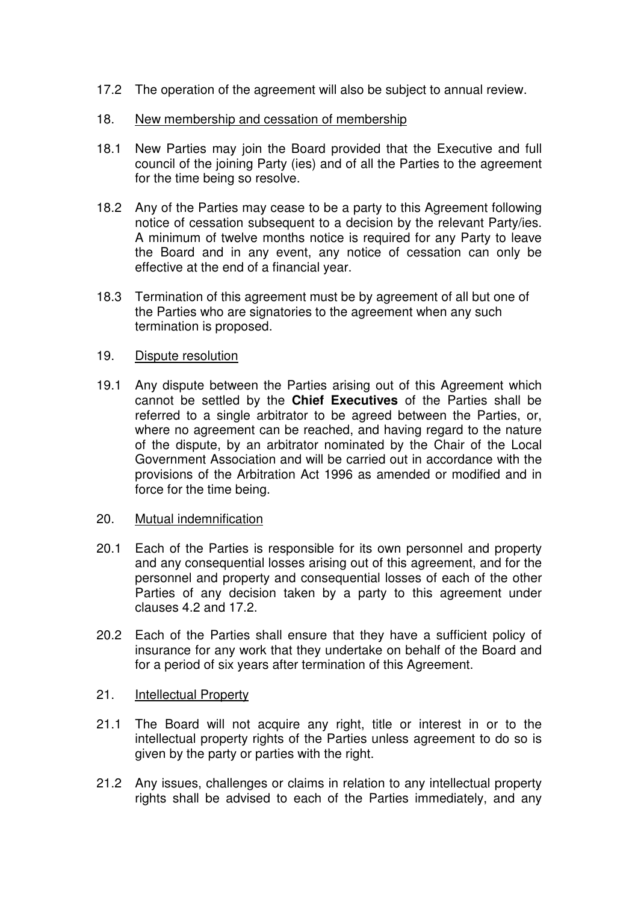17.2 The operation of the agreement will also be subject to annual review.

18. New membership and cessation of membership

18.1 New Parties may join the Board provided that the Executive and full council of the joining Party (ies) and of all the Parties to the agreement for the time being so resolve.

18.2 Any of the Parties may cease to be a party to this Agreement following notice of cessation subsequent to a decision by the relevant Party/ies. A minimum of twelve months notice is required for any Party to leave the Board and in any event, any notice of cessation can only be effective at the end of a financial year.

18.3 Termination of this agreement must be by agreement of all but one of the Parties who are signatories to the agreement when any such termination is proposed.

19. Dispute resolution

19.1 Any dispute between the Parties arising out of this Agreement which cannot be settled by the **Chief Executives** of the Parties shall be referred to a single arbitrator to be agreed between the Parties, or, where no agreement can be reached, and having regard to the nature of the dispute, by an arbitrator nominated by the Chair of the Local Government Association and will be carried out in accordance with the provisions of the Arbitration Act 1996 as amended or modified and in force for the time being.

20. Mutual indemnification

20.1 Each of the Parties is responsible for its own personnel and property and any consequential losses arising out of this agreement, and for the personnel and property and consequential losses of each of the other Parties of any decision taken by a party to this agreement under clauses 4.2 and 17.2.

20.2 Each of the Parties shall ensure that they have a sufficient policy of insurance for any work that they undertake on behalf of the Board and for a period of six years after termination of this Agreement.

21. Intellectual Property

21.1 The Board will not acquire any right, title or interest in or to the intellectual property rights of the Parties unless agreement to do so is given by the party or parties with the right.

21.2 Any issues, challenges or claims in relation to any intellectual property rights shall be advised to each of the Parties immediately, and any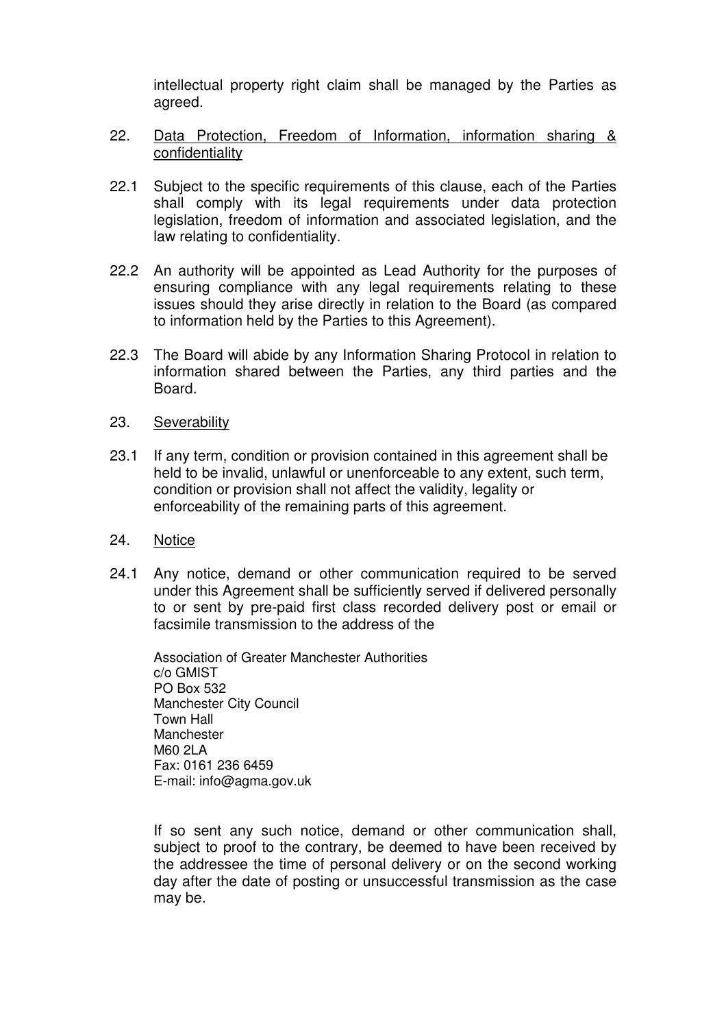intellectual property right claim shall be managed by the Parties as agreed.

22. Data Protection, Freedom of Information, information sharing & confidentiality

22.1 Subject to the specific requirements of this clause, each of the Parties shall comply with its legal requirements under data protection legislation, freedom of information and associated legislation, and the law relating to confidentiality.

22.2 An authority will be appointed as Lead Authority for the purposes of ensuring compliance with any legal requirements relating to these issues should they arise directly in relation to the Board (as compared to information held by the Parties to this Agreement).

22.3 The Board will abide by any Information Sharing Protocol in relation to information shared between the Parties, any third parties and the Board.

23. Severability

23.1 If any term, condition or provision contained in this agreement shall be held to be invalid, unlawful or unenforceable to any extent, such term, condition or provision shall not affect the validity, legality or enforceability of the remaining parts of this agreement.

24. Notice

24.1 Any notice, demand or other communication required to be served under this Agreement shall be sufficiently served if delivered personally to or sent by pre-paid first class recorded delivery post or email or facsimile transmission to the address of the

Association of Greater Manchester Authorities
c/o GMIST
PO Box 532
Manchester City Council
Town Hall
Manchester
M60 2LA
Fax: 0161 236 6459
E-mail: info@agma.gov.uk

If so sent any such notice, demand or other communication shall, subject to proof to the contrary, be deemed to have been received by the addressee the time of personal delivery or on the second working day after the date of posting or unsuccessful transmission as the case may be.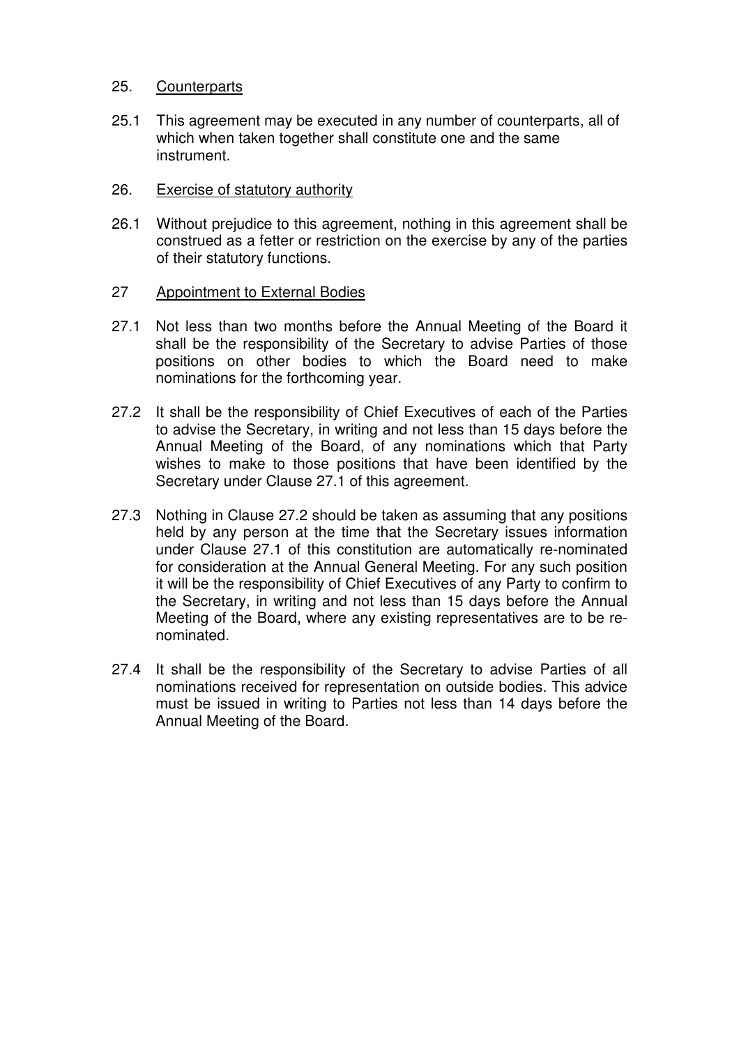25. <u>Counterparts</u>

25.1 This agreement may be executed in any number of counterparts, all of which when taken together shall constitute one and the same instrument.

26. <u>Exercise of statutory authority</u>

26.1 Without prejudice to this agreement, nothing in this agreement shall be construed as a fetter or restriction on the exercise by any of the parties of their statutory functions.

27 <u>Appointment to External Bodies</u>

27.1 Not less than two months before the Annual Meeting of the Board it shall be the responsibility of the Secretary to advise Parties of those positions on other bodies to which the Board need to make nominations for the forthcoming year.

27.2 It shall be the responsibility of Chief Executives of each of the Parties to advise the Secretary, in writing and not less than 15 days before the Annual Meeting of the Board, of any nominations which that Party wishes to make to those positions that have been identified by the Secretary under Clause 27.1 of this agreement.

27.3 Nothing in Clause 27.2 should be taken as assuming that any positions held by any person at the time that the Secretary issues information under Clause 27.1 of this constitution are automatically re-nominated for consideration at the Annual General Meeting. For any such position it will be the responsibility of Chief Executives of any Party to confirm to the Secretary, in writing and not less than 15 days before the Annual Meeting of the Board, where any existing representatives are to be re-nominated.

27.4 It shall be the responsibility of the Secretary to advise Parties of all nominations received for representation on outside bodies. This advice must be issued in writing to Parties not less than 14 days before the Annual Meeting of the Board.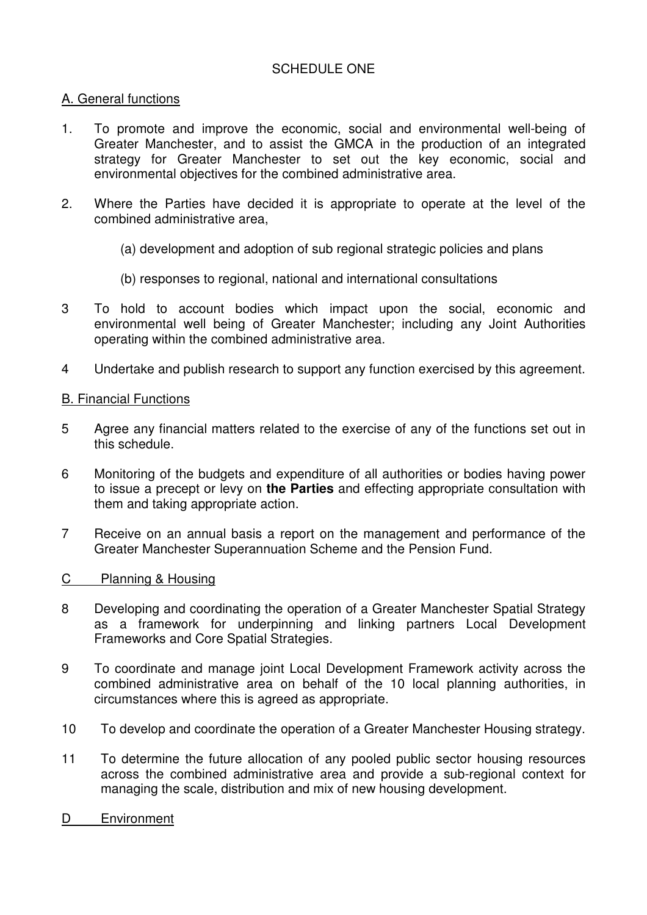# SCHEDULE ONE

## A. General functions

1. To promote and improve the economic, social and environmental well-being of Greater Manchester, and to assist the GMCA in the production of an integrated strategy for Greater Manchester to set out the key economic, social and environmental objectives for the combined administrative area.

2. Where the Parties have decided it is appropriate to operate at the level of the combined administrative area,

   (a) development and adoption of sub regional strategic policies and plans

   (b) responses to regional, national and international consultations

3. To hold to account bodies which impact upon the social, economic and environmental well being of Greater Manchester; including any Joint Authorities operating within the combined administrative area.

4. Undertake and publish research to support any function exercised by this agreement.

## B. Financial Functions

5. Agree any financial matters related to the exercise of any of the functions set out in this schedule.

6. Monitoring of the budgets and expenditure of all authorities or bodies having power to issue a precept or levy on **the Parties** and effecting appropriate consultation with them and taking appropriate action.

7. Receive on an annual basis a report on the management and performance of the Greater Manchester Superannuation Scheme and the Pension Fund.

## C Planning & Housing

8. Developing and coordinating the operation of a Greater Manchester Spatial Strategy as a framework for underpinning and linking partners Local Development Frameworks and Core Spatial Strategies.

9. To coordinate and manage joint Local Development Framework activity across the combined administrative area on behalf of the 10 local planning authorities, in circumstances where this is agreed as appropriate.

10. To develop and coordinate the operation of a Greater Manchester Housing strategy.

11. To determine the future allocation of any pooled public sector housing resources across the combined administrative area and provide a sub-regional context for managing the scale, distribution and mix of new housing development.

## D Environment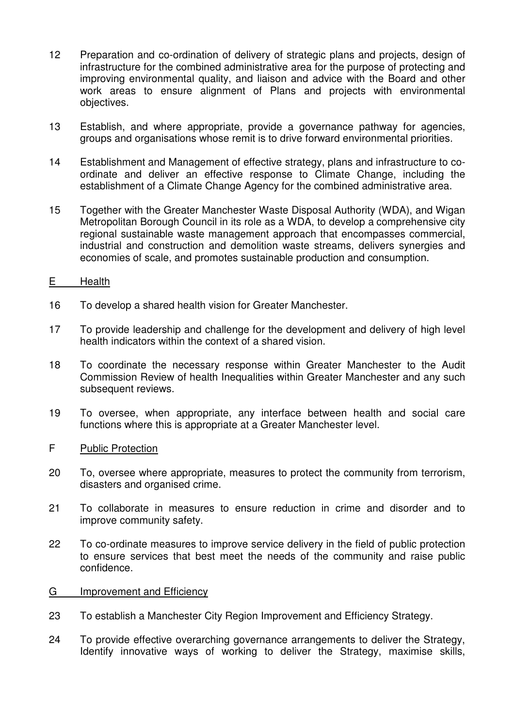12 Preparation and co-ordination of delivery of strategic plans and projects, design of infrastructure for the combined administrative area for the purpose of protecting and improving environmental quality, and liaison and advice with the Board and other work areas to ensure alignment of Plans and projects with environmental objectives.

13 Establish, and where appropriate, provide a governance pathway for agencies, groups and organisations whose remit is to drive forward environmental priorities.

14 Establishment and Management of effective strategy, plans and infrastructure to co-ordinate and deliver an effective response to Climate Change, including the establishment of a Climate Change Agency for the combined administrative area.

15 Together with the Greater Manchester Waste Disposal Authority (WDA), and Wigan Metropolitan Borough Council in its role as a WDA, to develop a comprehensive city regional sustainable waste management approach that encompasses commercial, industrial and construction and demolition waste streams, delivers synergies and economies of scale, and promotes sustainable production and consumption.

## E Health

16 To develop a shared health vision for Greater Manchester.

17 To provide leadership and challenge for the development and delivery of high level health indicators within the context of a shared vision.

18 To coordinate the necessary response within Greater Manchester to the Audit Commission Review of health Inequalities within Greater Manchester and any such subsequent reviews.

19 To oversee, when appropriate, any interface between health and social care functions where this is appropriate at a Greater Manchester level.

## F Public Protection

20 To, oversee where appropriate, measures to protect the community from terrorism, disasters and organised crime.

21 To collaborate in measures to ensure reduction in crime and disorder and to improve community safety.

22 To co-ordinate measures to improve service delivery in the field of public protection to ensure services that best meet the needs of the community and raise public confidence.

## G Improvement and Efficiency

23 To establish a Manchester City Region Improvement and Efficiency Strategy.

24 To provide effective overarching governance arrangements to deliver the Strategy, Identify innovative ways of working to deliver the Strategy, maximise skills,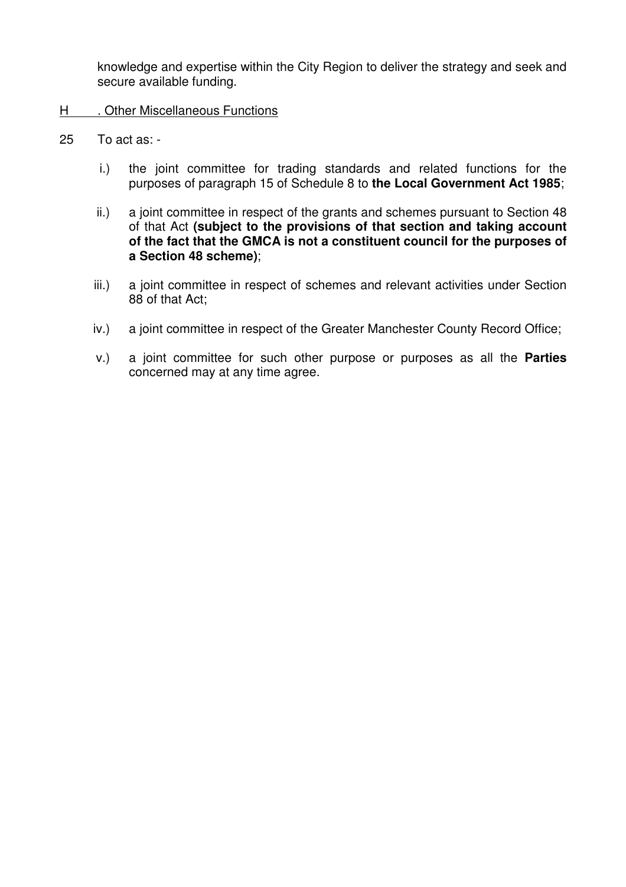knowledge and expertise within the City Region to deliver the strategy and seek and secure available funding.

<u>H . Other Miscellaneous Functions</u>

25 To act as: -

i.) the joint committee for trading standards and related functions for the purposes of paragraph 15 of Schedule 8 to **the Local Government Act 1985**;

ii.) a joint committee in respect of the grants and schemes pursuant to Section 48 of that Act **(subject to the provisions of that section and taking account of the fact that the GMCA is not a constituent council for the purposes of a Section 48 scheme)**;

iii.) a joint committee in respect of schemes and relevant activities under Section 88 of that Act;

iv.) a joint committee in respect of the Greater Manchester County Record Office;

v.) a joint committee for such other purpose or purposes as all the **Parties** concerned may at any time agree.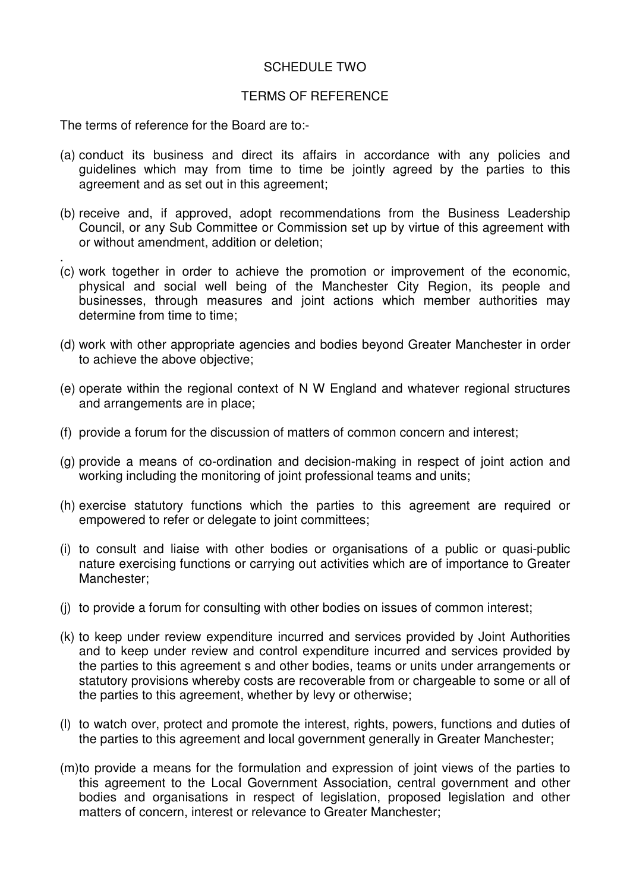## SCHEDULE TWO

## TERMS OF REFERENCE

The terms of reference for the Board are to:-

(a) conduct its business and direct its affairs in accordance with any policies and guidelines which may from time to time be jointly agreed by the parties to this agreement and as set out in this agreement;

(b) receive and, if approved, adopt recommendations from the Business Leadership Council, or any Sub Committee or Commission set up by virtue of this agreement with or without amendment, addition or deletion;

.

(c) work together in order to achieve the promotion or improvement of the economic, physical and social well being of the Manchester City Region, its people and businesses, through measures and joint actions which member authorities may determine from time to time;

(d) work with other appropriate agencies and bodies beyond Greater Manchester in order to achieve the above objective;

(e) operate within the regional context of N W England and whatever regional structures and arrangements are in place;

(f) provide a forum for the discussion of matters of common concern and interest;

(g) provide a means of co-ordination and decision-making in respect of joint action and working including the monitoring of joint professional teams and units;

(h) exercise statutory functions which the parties to this agreement are required or empowered to refer or delegate to joint committees;

(i) to consult and liaise with other bodies or organisations of a public or quasi-public nature exercising functions or carrying out activities which are of importance to Greater Manchester;

(j) to provide a forum for consulting with other bodies on issues of common interest;

(k) to keep under review expenditure incurred and services provided by Joint Authorities and to keep under review and control expenditure incurred and services provided by the parties to this agreement s and other bodies, teams or units under arrangements or statutory provisions whereby costs are recoverable from or chargeable to some or all of the parties to this agreement, whether by levy or otherwise;

(l) to watch over, protect and promote the interest, rights, powers, functions and duties of the parties to this agreement and local government generally in Greater Manchester;

(m) to provide a means for the formulation and expression of joint views of the parties to this agreement to the Local Government Association, central government and other bodies and organisations in respect of legislation, proposed legislation and other matters of concern, interest or relevance to Greater Manchester;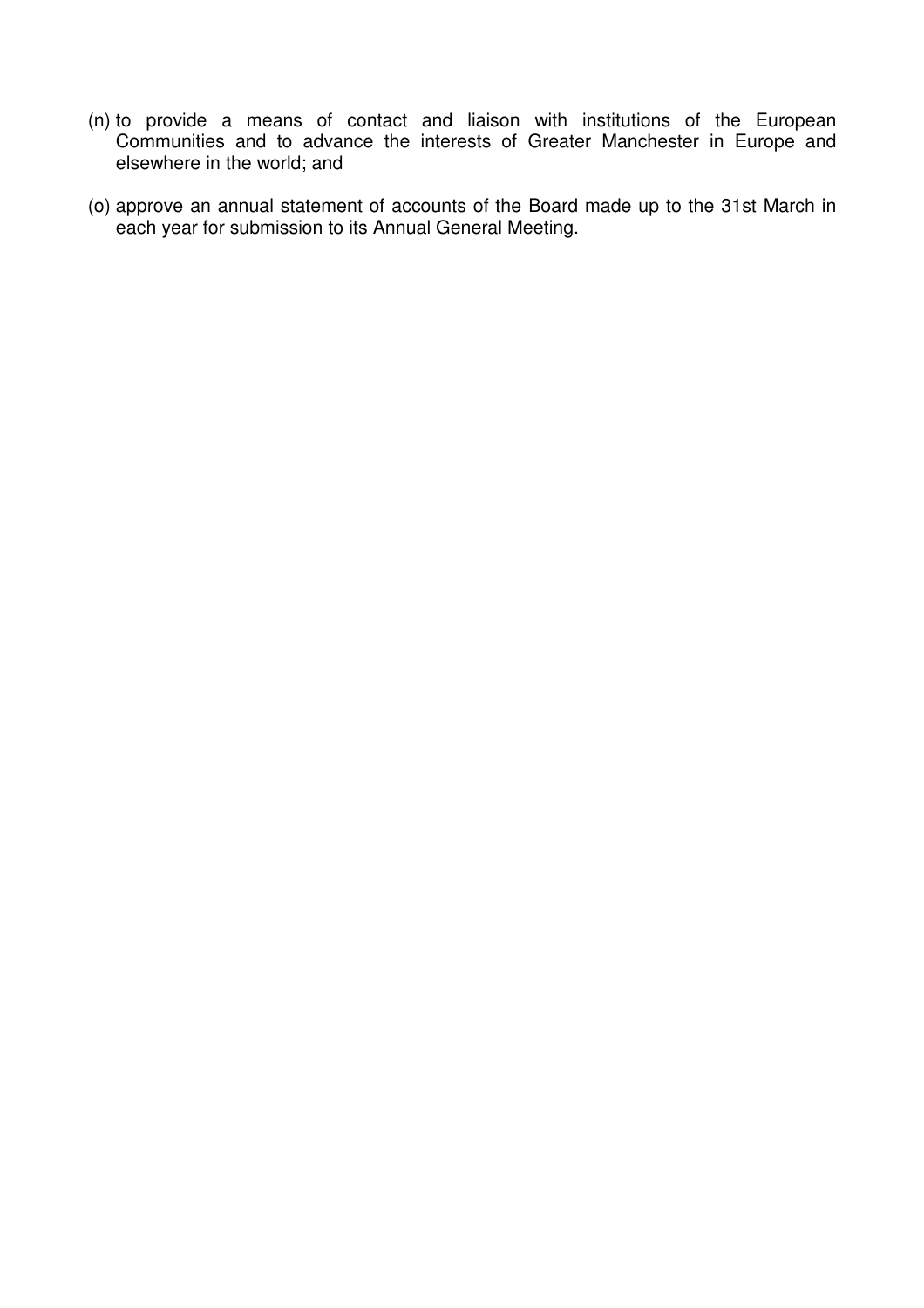(n) to provide a means of contact and liaison with institutions of the European Communities and to advance the interests of Greater Manchester in Europe and elsewhere in the world; and

(o) approve an annual statement of accounts of the Board made up to the 31st March in each year for submission to its Annual General Meeting.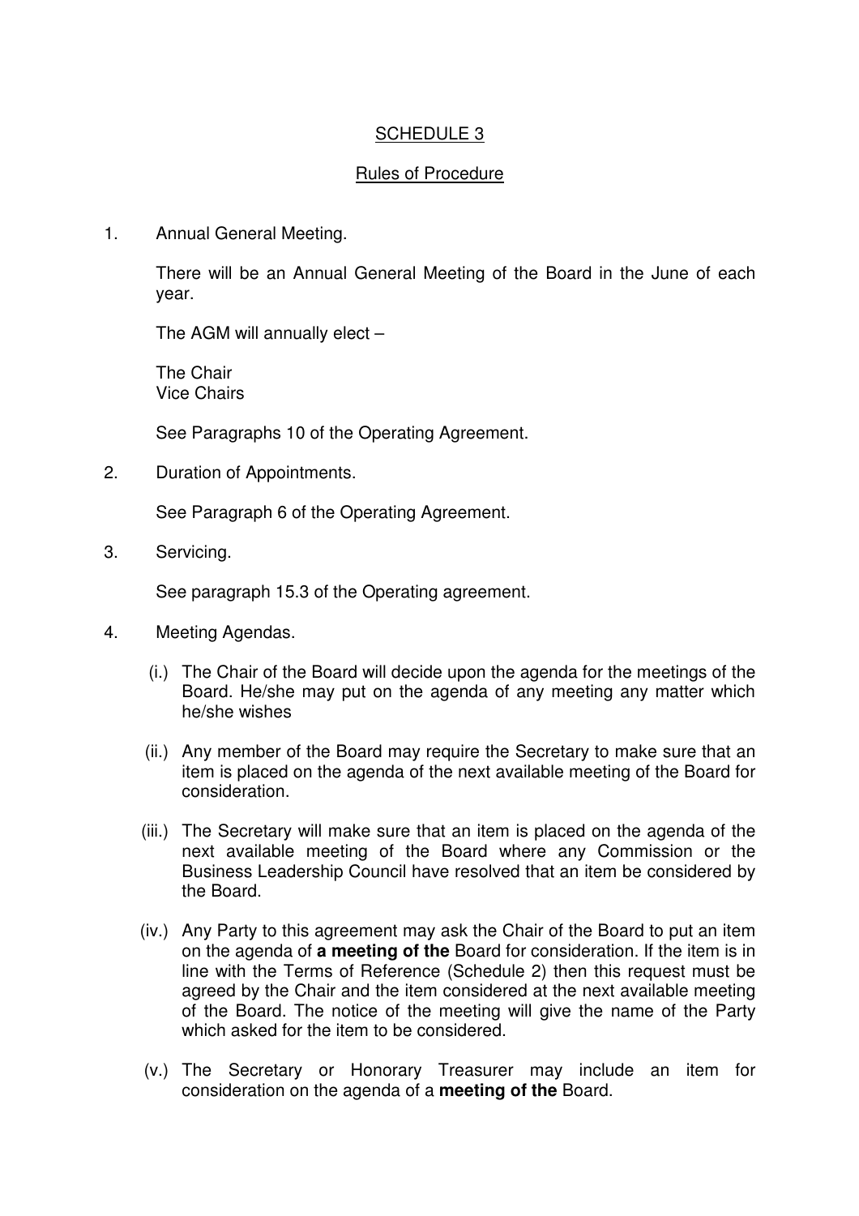<u>SCHEDULE 3</u>

<u>Rules of Procedure</u>

1. Annual General Meeting.

   There will be an Annual General Meeting of the Board in the June of each year.

   The AGM will annually elect –

   The Chair
   Vice Chairs

   See Paragraphs 10 of the Operating Agreement.

2. Duration of Appointments.

   See Paragraph 6 of the Operating Agreement.

3. Servicing.

   See paragraph 15.3 of the Operating agreement.

4. Meeting Agendas.

   (i.) The Chair of the Board will decide upon the agenda for the meetings of the Board. He/she may put on the agenda of any meeting any matter which he/she wishes

   (ii.) Any member of the Board may require the Secretary to make sure that an item is placed on the agenda of the next available meeting of the Board for consideration.

   (iii.) The Secretary will make sure that an item is placed on the agenda of the next available meeting of the Board where any Commission or the Business Leadership Council have resolved that an item be considered by the Board.

   (iv.) Any Party to this agreement may ask the Chair of the Board to put an item on the agenda of **a meeting of the** Board for consideration. If the item is in line with the Terms of Reference (Schedule 2) then this request must be agreed by the Chair and the item considered at the next available meeting of the Board. The notice of the meeting will give the name of the Party which asked for the item to be considered.

   (v.) The Secretary or Honorary Treasurer may include an item for consideration on the agenda of a **meeting of the** Board.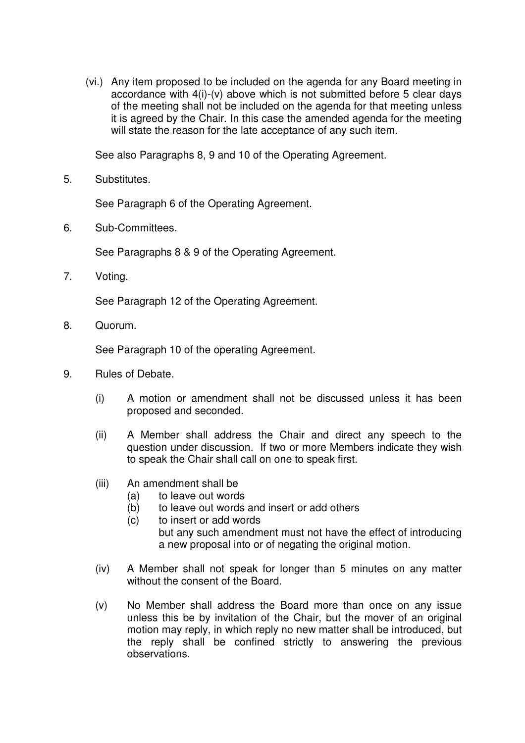(vi.) Any item proposed to be included on the agenda for any Board meeting in accordance with 4(i)-(v) above which is not submitted before 5 clear days of the meeting shall not be included on the agenda for that meeting unless it is agreed by the Chair. In this case the amended agenda for the meeting will state the reason for the late acceptance of any such item.

See also Paragraphs 8, 9 and 10 of the Operating Agreement.

5. Substitutes.

See Paragraph 6 of the Operating Agreement.

6. Sub-Committees.

See Paragraphs 8 & 9 of the Operating Agreement.

7. Voting.

See Paragraph 12 of the Operating Agreement.

8. Quorum.

See Paragraph 10 of the operating Agreement.

9. Rules of Debate.

(i) A motion or amendment shall not be discussed unless it has been proposed and seconded.

(ii) A Member shall address the Chair and direct any speech to the question under discussion. If two or more Members indicate they wish to speak the Chair shall call on one to speak first.

(iii) An amendment shall be
  (a) to leave out words
  (b) to leave out words and insert or add others
  (c) to insert or add words
  but any such amendment must not have the effect of introducing a new proposal into or of negating the original motion.

(iv) A Member shall not speak for longer than 5 minutes on any matter without the consent of the Board.

(v) No Member shall address the Board more than once on any issue unless this be by invitation of the Chair, but the mover of an original motion may reply, in which reply no new matter shall be introduced, but the reply shall be confined strictly to answering the previous observations.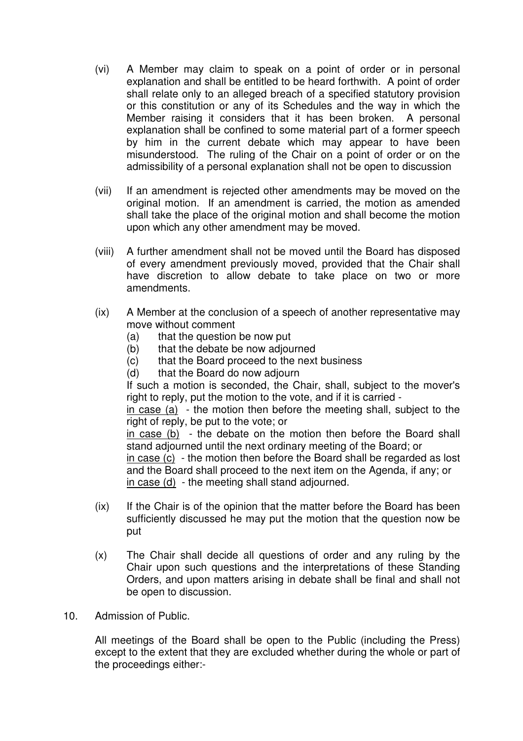(vi) A Member may claim to speak on a point of order or in personal explanation and shall be entitled to be heard forthwith. A point of order shall relate only to an alleged breach of a specified statutory provision or this constitution or any of its Schedules and the way in which the Member raising it considers that it has been broken. A personal explanation shall be confined to some material part of a former speech by him in the current debate which may appear to have been misunderstood. The ruling of the Chair on a point of order or on the admissibility of a personal explanation shall not be open to discussion

(vii) If an amendment is rejected other amendments may be moved on the original motion. If an amendment is carried, the motion as amended shall take the place of the original motion and shall become the motion upon which any other amendment may be moved.

(viii) A further amendment shall not be moved until the Board has disposed of every amendment previously moved, provided that the Chair shall have discretion to allow debate to take place on two or more amendments.

(ix) A Member at the conclusion of a speech of another representative may move without comment

(a) that the question be now put
(b) that the debate be now adjourned
(c) that the Board proceed to the next business
(d) that the Board do now adjourn

If such a motion is seconded, the Chair, shall, subject to the mover's right to reply, put the motion to the vote, and if it is carried -

<u>in case (a)</u> - the motion then before the meeting shall, subject to the right of reply, be put to the vote; or

<u>in case (b)</u> - the debate on the motion then before the Board shall stand adjourned until the next ordinary meeting of the Board; or

<u>in case (c)</u> - the motion then before the Board shall be regarded as lost and the Board shall proceed to the next item on the Agenda, if any; or

<u>in case (d)</u> - the meeting shall stand adjourned.

(ix) If the Chair is of the opinion that the matter before the Board has been sufficiently discussed he may put the motion that the question now be put

(x) The Chair shall decide all questions of order and any ruling by the Chair upon such questions and the interpretations of these Standing Orders, and upon matters arising in debate shall be final and shall not be open to discussion.

10. Admission of Public.

All meetings of the Board shall be open to the Public (including the Press) except to the extent that they are excluded whether during the whole or part of the proceedings either:-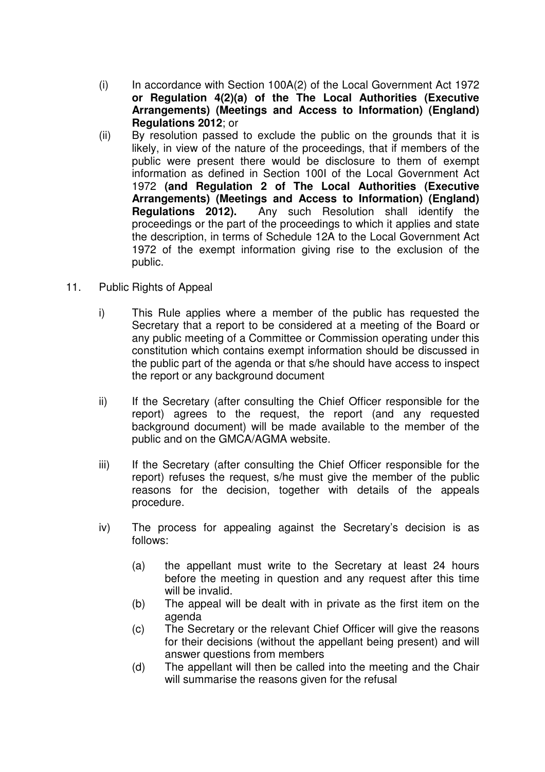(i) In accordance with Section 100A(2) of the Local Government Act 1972 **or Regulation 4(2)(a) of the The Local Authorities (Executive Arrangements) (Meetings and Access to Information) (England) Regulations 2012**; or

(ii) By resolution passed to exclude the public on the grounds that it is likely, in view of the nature of the proceedings, that if members of the public were present there would be disclosure to them of exempt information as defined in Section 100I of the Local Government Act 1972 **(and Regulation 2 of The Local Authorities (Executive Arrangements) (Meetings and Access to Information) (England) Regulations 2012).** Any such Resolution shall identify the proceedings or the part of the proceedings to which it applies and state the description, in terms of Schedule 12A to the Local Government Act 1972 of the exempt information giving rise to the exclusion of the public.

11. Public Rights of Appeal

i) This Rule applies where a member of the public has requested the Secretary that a report to be considered at a meeting of the Board or any public meeting of a Committee or Commission operating under this constitution which contains exempt information should be discussed in the public part of the agenda or that s/he should have access to inspect the report or any background document

ii) If the Secretary (after consulting the Chief Officer responsible for the report) agrees to the request, the report (and any requested background document) will be made available to the member of the public and on the GMCA/AGMA website.

iii) If the Secretary (after consulting the Chief Officer responsible for the report) refuses the request, s/he must give the member of the public reasons for the decision, together with details of the appeals procedure.

iv) The process for appealing against the Secretary's decision is as follows:

(a) the appellant must write to the Secretary at least 24 hours before the meeting in question and any request after this time will be invalid.

(b) The appeal will be dealt with in private as the first item on the agenda

(c) The Secretary or the relevant Chief Officer will give the reasons for their decisions (without the appellant being present) and will answer questions from members

(d) The appellant will then be called into the meeting and the Chair will summarise the reasons given for the refusal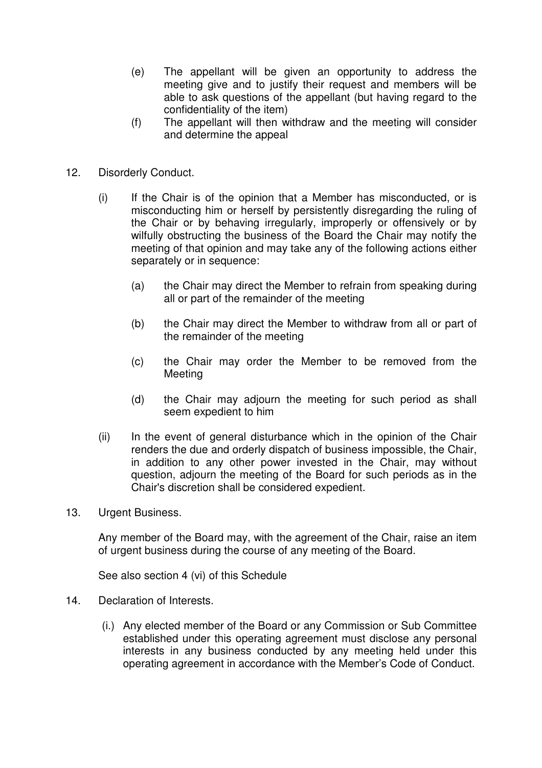(e) The appellant will be given an opportunity to address the meeting give and to justify their request and members will be able to ask questions of the appellant (but having regard to the confidentiality of the item)

(f) The appellant will then withdraw and the meeting will consider and determine the appeal

12. Disorderly Conduct.

(i) If the Chair is of the opinion that a Member has misconducted, or is misconducting him or herself by persistently disregarding the ruling of the Chair or by behaving irregularly, improperly or offensively or by wilfully obstructing the business of the Board the Chair may notify the meeting of that opinion and may take any of the following actions either separately or in sequence:

(a) the Chair may direct the Member to refrain from speaking during all or part of the remainder of the meeting

(b) the Chair may direct the Member to withdraw from all or part of the remainder of the meeting

(c) the Chair may order the Member to be removed from the Meeting

(d) the Chair may adjourn the meeting for such period as shall seem expedient to him

(ii) In the event of general disturbance which in the opinion of the Chair renders the due and orderly dispatch of business impossible, the Chair, in addition to any other power invested in the Chair, may without question, adjourn the meeting of the Board for such periods as in the Chair's discretion shall be considered expedient.

13. Urgent Business.

Any member of the Board may, with the agreement of the Chair, raise an item of urgent business during the course of any meeting of the Board.

See also section 4 (vi) of this Schedule

14. Declaration of Interests.

(i.) Any elected member of the Board or any Commission or Sub Committee established under this operating agreement must disclose any personal interests in any business conducted by any meeting held under this operating agreement in accordance with the Member's Code of Conduct.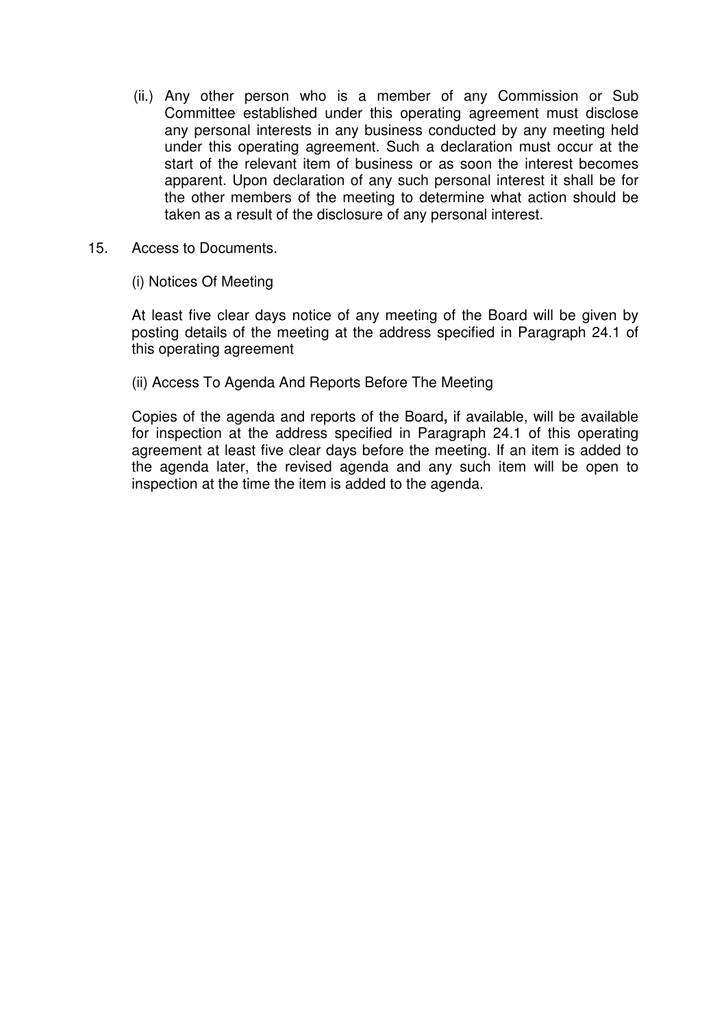(ii.) Any other person who is a member of any Commission or Sub Committee established under this operating agreement must disclose any personal interests in any business conducted by any meeting held under this operating agreement. Such a declaration must occur at the start of the relevant item of business or as soon the interest becomes apparent. Upon declaration of any such personal interest it shall be for the other members of the meeting to determine what action should be taken as a result of the disclosure of any personal interest.

15. Access to Documents.

(i) Notices Of Meeting

At least five clear days notice of any meeting of the Board will be given by posting details of the meeting at the address specified in Paragraph 24.1 of this operating agreement

(ii) Access To Agenda And Reports Before The Meeting

Copies of the agenda and reports of the Board**,** if available, will be available for inspection at the address specified in Paragraph 24.1 of this operating agreement at least five clear days before the meeting. If an item is added to the agenda later, the revised agenda and any such item will be open to inspection at the time the item is added to the agenda.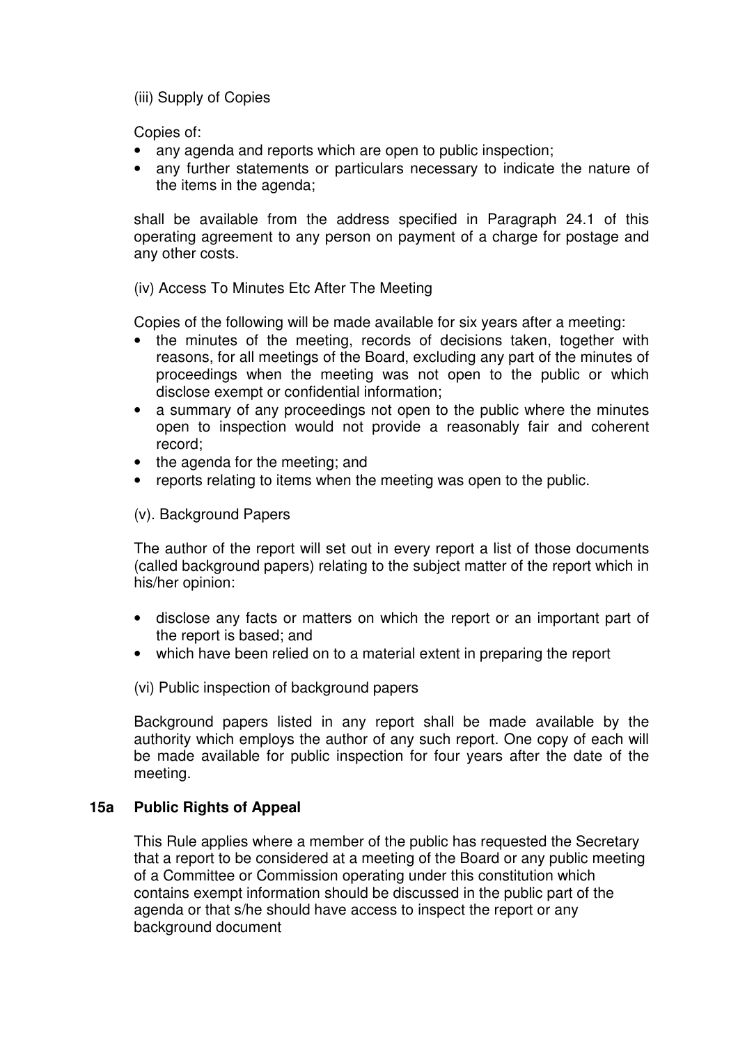(iii) Supply of Copies

Copies of:

- any agenda and reports which are open to public inspection;
- any further statements or particulars necessary to indicate the nature of the items in the agenda;

shall be available from the address specified in Paragraph 24.1 of this operating agreement to any person on payment of a charge for postage and any other costs.

(iv) Access To Minutes Etc After The Meeting

Copies of the following will be made available for six years after a meeting:

- the minutes of the meeting, records of decisions taken, together with reasons, for all meetings of the Board, excluding any part of the minutes of proceedings when the meeting was not open to the public or which disclose exempt or confidential information;
- a summary of any proceedings not open to the public where the minutes open to inspection would not provide a reasonably fair and coherent record;
- the agenda for the meeting; and
- reports relating to items when the meeting was open to the public.

(v). Background Papers

The author of the report will set out in every report a list of those documents (called background papers) relating to the subject matter of the report which in his/her opinion:

- disclose any facts or matters on which the report or an important part of the report is based; and
- which have been relied on to a material extent in preparing the report

(vi) Public inspection of background papers

Background papers listed in any report shall be made available by the authority which employs the author of any such report. One copy of each will be made available for public inspection for four years after the date of the meeting.

## 15a Public Rights of Appeal

This Rule applies where a member of the public has requested the Secretary that a report to be considered at a meeting of the Board or any public meeting of a Committee or Commission operating under this constitution which contains exempt information should be discussed in the public part of the agenda or that s/he should have access to inspect the report or any background document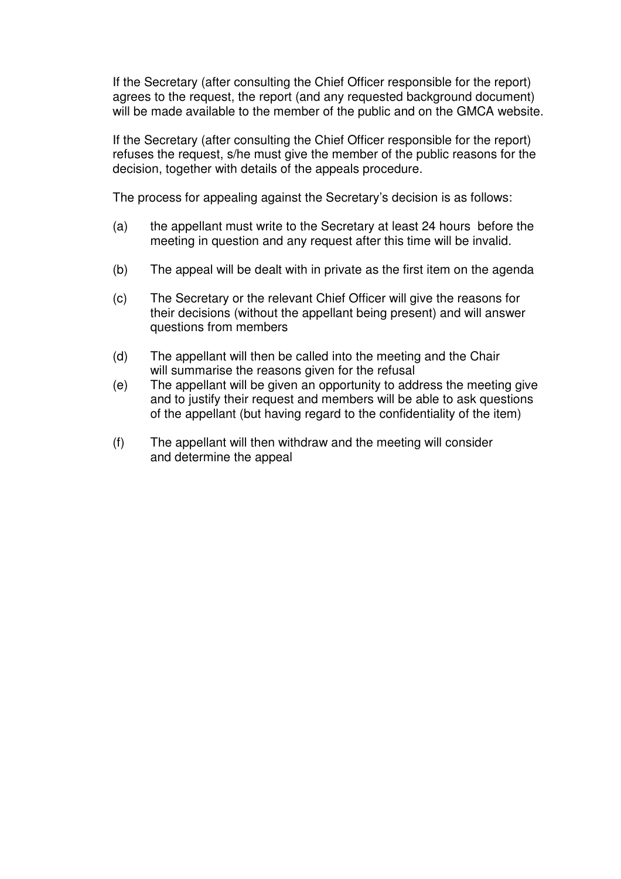If the Secretary (after consulting the Chief Officer responsible for the report) agrees to the request, the report (and any requested background document) will be made available to the member of the public and on the GMCA website.

If the Secretary (after consulting the Chief Officer responsible for the report) refuses the request, s/he must give the member of the public reasons for the decision, together with details of the appeals procedure.

The process for appealing against the Secretary's decision is as follows:

(a) the appellant must write to the Secretary at least 24 hours before the meeting in question and any request after this time will be invalid.

(b) The appeal will be dealt with in private as the first item on the agenda

(c) The Secretary or the relevant Chief Officer will give the reasons for their decisions (without the appellant being present) and will answer questions from members

(d) The appellant will then be called into the meeting and the Chair will summarise the reasons given for the refusal

(e) The appellant will be given an opportunity to address the meeting give and to justify their request and members will be able to ask questions of the appellant (but having regard to the confidentiality of the item)

(f) The appellant will then withdraw and the meeting will consider and determine the appeal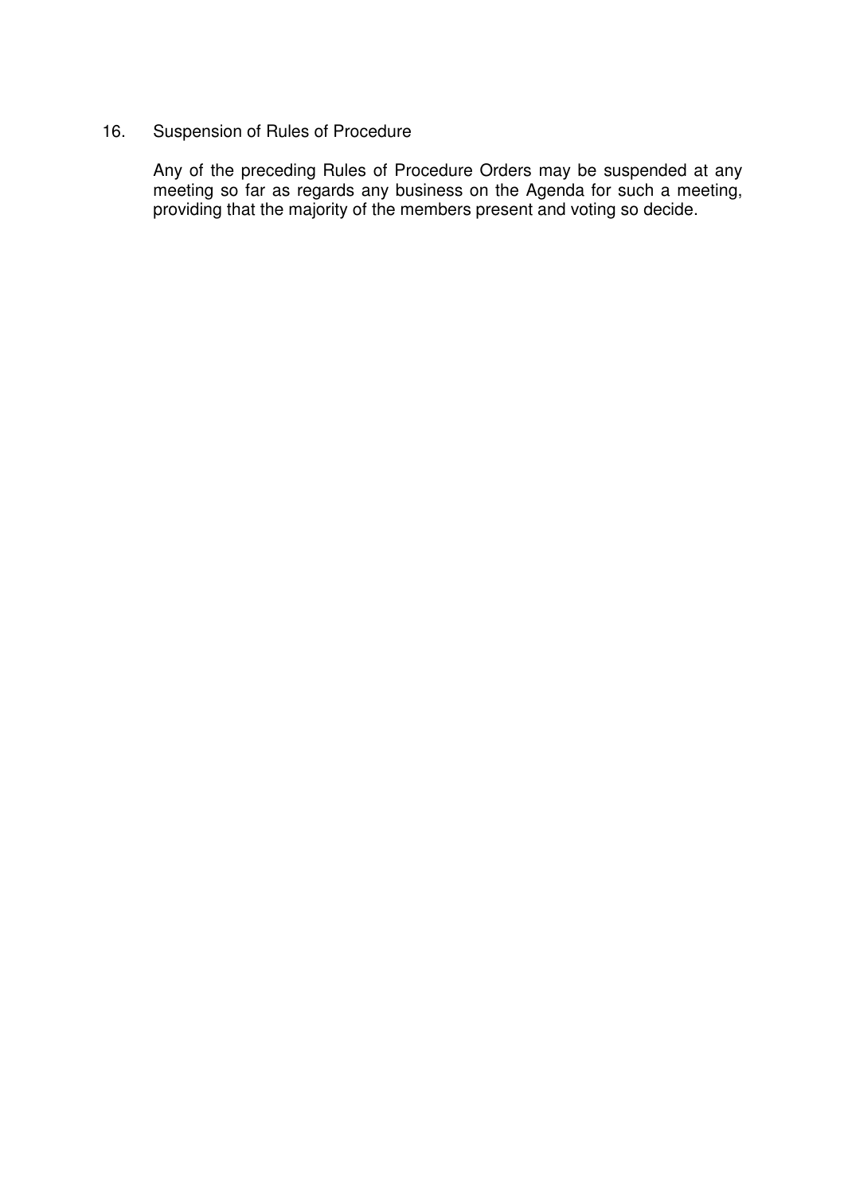## 16. Suspension of Rules of Procedure

Any of the preceding Rules of Procedure Orders may be suspended at any meeting so far as regards any business on the Agenda for such a meeting, providing that the majority of the members present and voting so decide.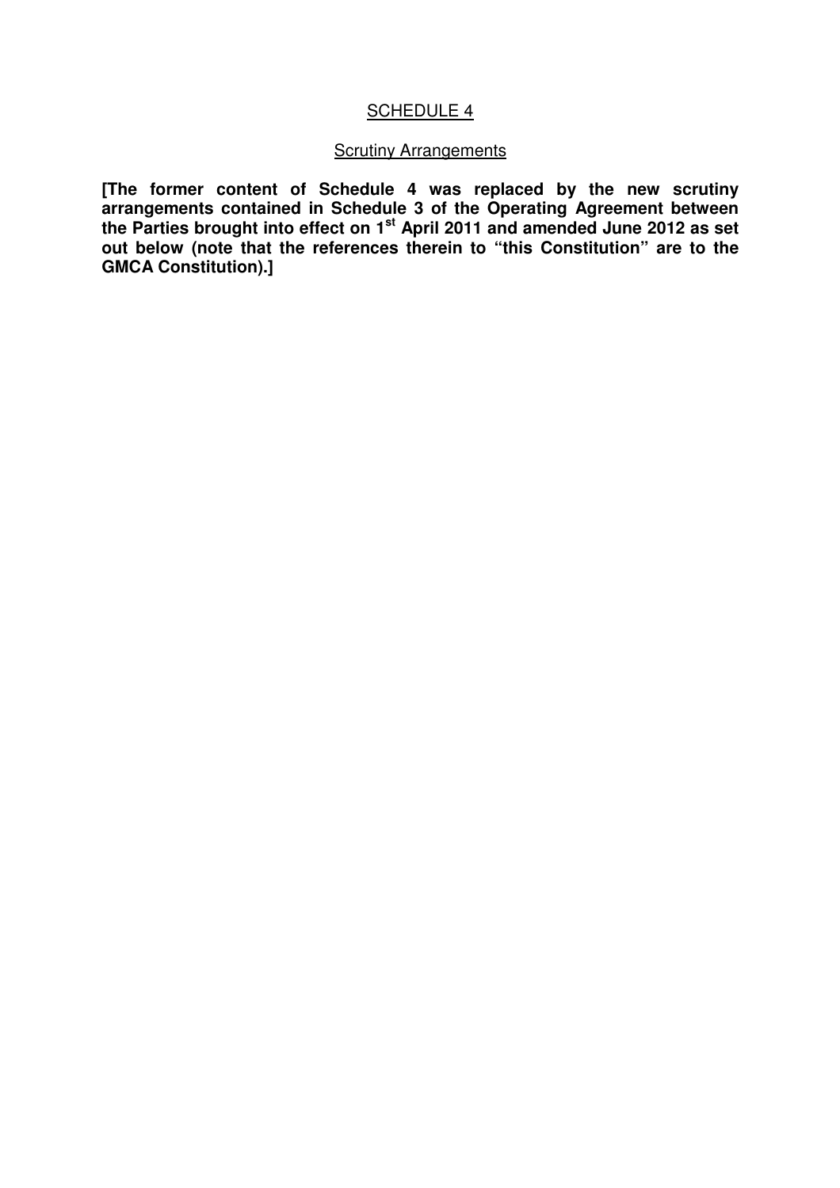## SCHEDULE 4

### Scrutiny Arrangements

**[The former content of Schedule 4 was replaced by the new scrutiny arrangements contained in Schedule 3 of the Operating Agreement between the Parties brought into effect on 1st April 2011 and amended June 2012 as set out below (note that the references therein to "this Constitution" are to the GMCA Constitution).]**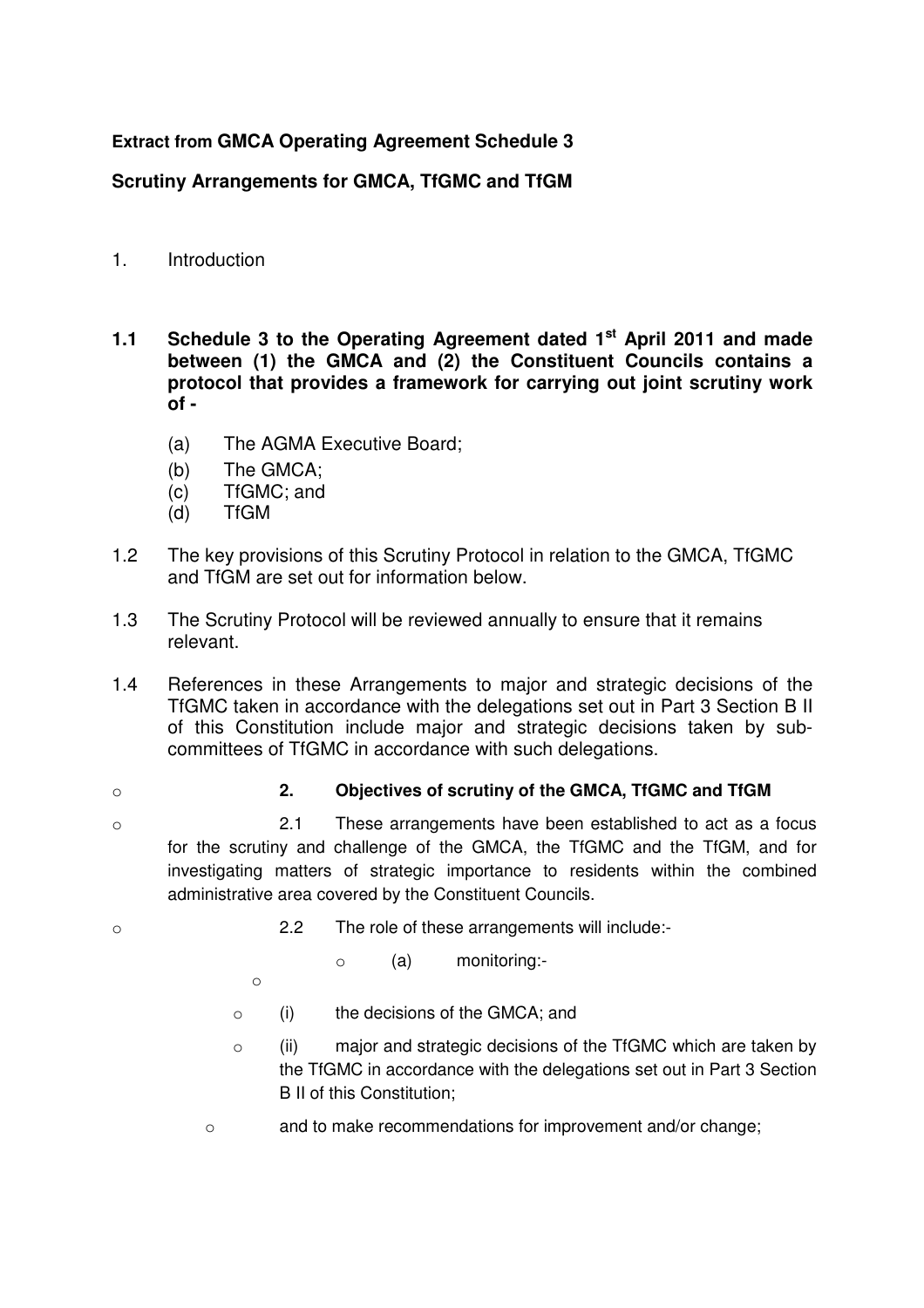**Extract from GMCA Operating Agreement Schedule 3**

**Scrutiny Arrangements for GMCA, TfGMC and TfGM**

1. Introduction

**1.1 Schedule 3 to the Operating Agreement dated 1st April 2011 and made between (1) the GMCA and (2) the Constituent Councils contains a protocol that provides a framework for carrying out joint scrutiny work of -**

- (a) The AGMA Executive Board;
- (b) The GMCA;
- (c) TfGMC; and
- (d) TfGM

1.2 The key provisions of this Scrutiny Protocol in relation to the GMCA, TfGMC and TfGM are set out for information below.

1.3 The Scrutiny Protocol will be reviewed annually to ensure that it remains relevant.

1.4 References in these Arrangements to major and strategic decisions of the TfGMC taken in accordance with the delegations set out in Part 3 Section B II of this Constitution include major and strategic decisions taken by sub-committees of TfGMC in accordance with such delegations.

**2. Objectives of scrutiny of the GMCA, TfGMC and TfGM**

2.1 These arrangements have been established to act as a focus for the scrutiny and challenge of the GMCA, the TfGMC and the TfGM, and for investigating matters of strategic importance to residents within the combined administrative area covered by the Constituent Councils.

2.2 The role of these arrangements will include:-

(a) monitoring:-

- (i) the decisions of the GMCA; and
- (ii) major and strategic decisions of the TfGMC which are taken by the TfGMC in accordance with the delegations set out in Part 3 Section B II of this Constitution;

and to make recommendations for improvement and/or change;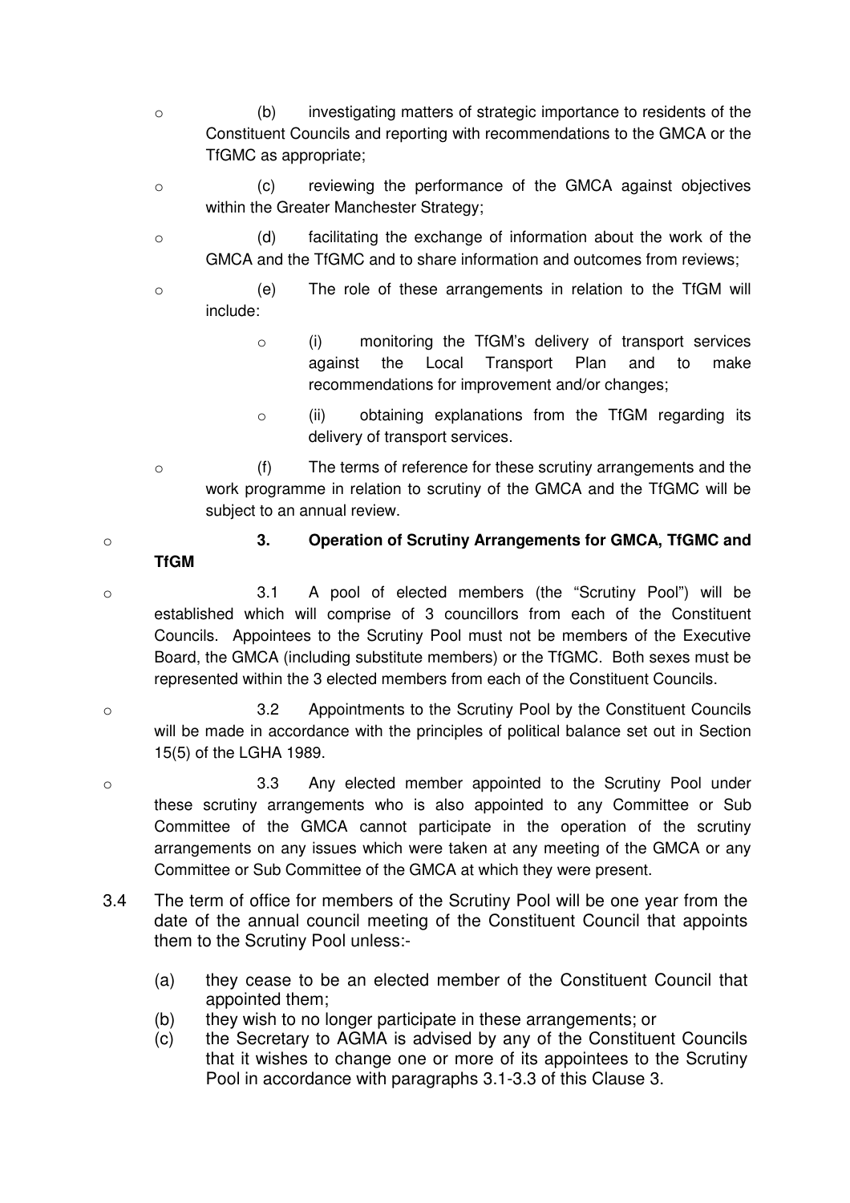- (b) investigating matters of strategic importance to residents of the Constituent Councils and reporting with recommendations to the GMCA or the TfGMC as appropriate;
- (c) reviewing the performance of the GMCA against objectives within the Greater Manchester Strategy;
- (d) facilitating the exchange of information about the work of the GMCA and the TfGMC and to share information and outcomes from reviews;
- (e) The role of these arrangements in relation to the TfGM will include:
  - (i) monitoring the TfGM's delivery of transport services against the Local Transport Plan and to make recommendations for improvement and/or changes;
  - (ii) obtaining explanations from the TfGM regarding its delivery of transport services.
- (f) The terms of reference for these scrutiny arrangements and the work programme in relation to scrutiny of the GMCA and the TfGMC will be subject to an annual review.

- **3. Operation of Scrutiny Arrangements for GMCA, TfGMC and TfGM**

- 3.1 A pool of elected members (the "Scrutiny Pool") will be established which will comprise of 3 councillors from each of the Constituent Councils. Appointees to the Scrutiny Pool must not be members of the Executive Board, the GMCA (including substitute members) or the TfGMC. Both sexes must be represented within the 3 elected members from each of the Constituent Councils.
- 3.2 Appointments to the Scrutiny Pool by the Constituent Councils will be made in accordance with the principles of political balance set out in Section 15(5) of the LGHA 1989.
- 3.3 Any elected member appointed to the Scrutiny Pool under these scrutiny arrangements who is also appointed to any Committee or Sub Committee of the GMCA cannot participate in the operation of the scrutiny arrangements on any issues which were taken at any meeting of the GMCA or any Committee or Sub Committee of the GMCA at which they were present.

3.4 The term of office for members of the Scrutiny Pool will be one year from the date of the annual council meeting of the Constituent Council that appoints them to the Scrutiny Pool unless:-

(a) they cease to be an elected member of the Constituent Council that appointed them;

(b) they wish to no longer participate in these arrangements; or

(c) the Secretary to AGMA is advised by any of the Constituent Councils that it wishes to change one or more of its appointees to the Scrutiny Pool in accordance with paragraphs 3.1-3.3 of this Clause 3.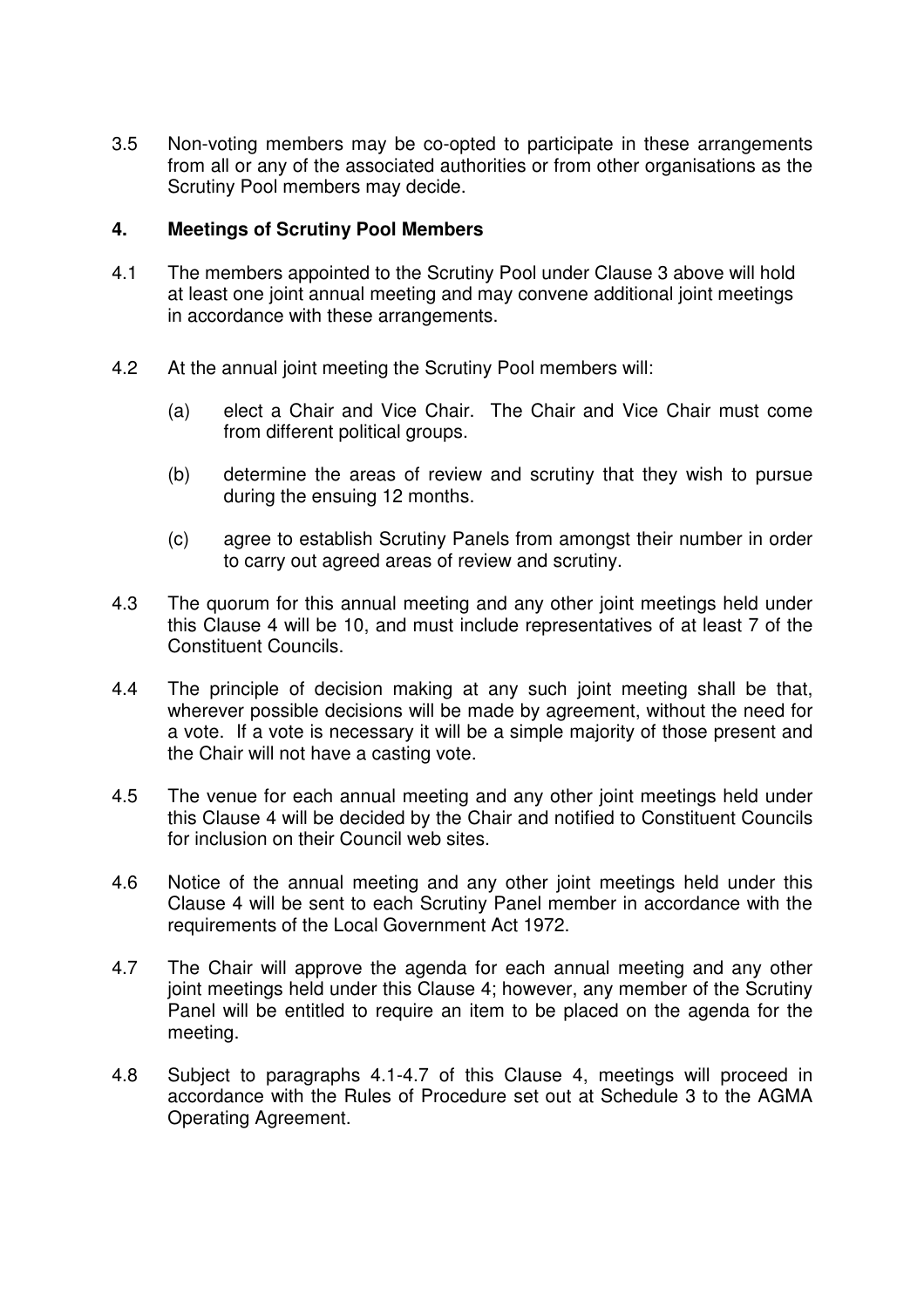3.5 Non-voting members may be co-opted to participate in these arrangements from all or any of the associated authorities or from other organisations as the Scrutiny Pool members may decide.

## 4. Meetings of Scrutiny Pool Members

4.1 The members appointed to the Scrutiny Pool under Clause 3 above will hold at least one joint annual meeting and may convene additional joint meetings in accordance with these arrangements.

4.2 At the annual joint meeting the Scrutiny Pool members will:

- (a) elect a Chair and Vice Chair. The Chair and Vice Chair must come from different political groups.
- (b) determine the areas of review and scrutiny that they wish to pursue during the ensuing 12 months.
- (c) agree to establish Scrutiny Panels from amongst their number in order to carry out agreed areas of review and scrutiny.

4.3 The quorum for this annual meeting and any other joint meetings held under this Clause 4 will be 10, and must include representatives of at least 7 of the Constituent Councils.

4.4 The principle of decision making at any such joint meeting shall be that, wherever possible decisions will be made by agreement, without the need for a vote. If a vote is necessary it will be a simple majority of those present and the Chair will not have a casting vote.

4.5 The venue for each annual meeting and any other joint meetings held under this Clause 4 will be decided by the Chair and notified to Constituent Councils for inclusion on their Council web sites.

4.6 Notice of the annual meeting and any other joint meetings held under this Clause 4 will be sent to each Scrutiny Panel member in accordance with the requirements of the Local Government Act 1972.

4.7 The Chair will approve the agenda for each annual meeting and any other joint meetings held under this Clause 4; however, any member of the Scrutiny Panel will be entitled to require an item to be placed on the agenda for the meeting.

4.8 Subject to paragraphs 4.1-4.7 of this Clause 4, meetings will proceed in accordance with the Rules of Procedure set out at Schedule 3 to the AGMA Operating Agreement.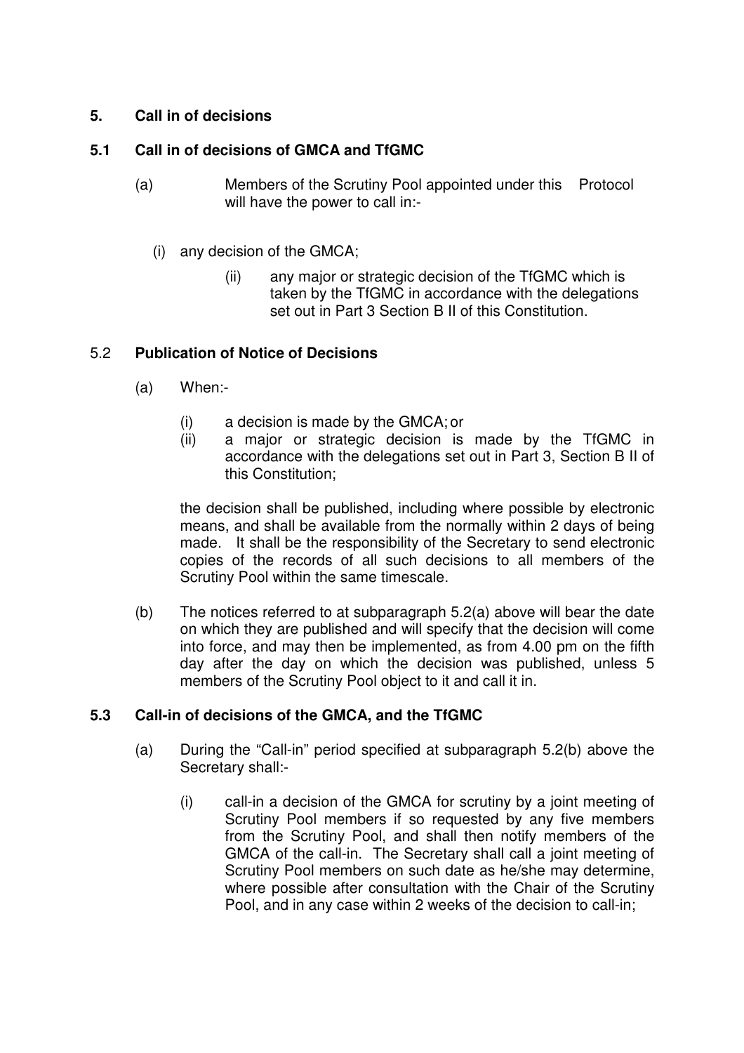## 5. Call in of decisions

### 5.1 Call in of decisions of GMCA and TfGMC

(a) Members of the Scrutiny Pool appointed under this Protocol will have the power to call in:-

(i) any decision of the GMCA;

(ii) any major or strategic decision of the TfGMC which is taken by the TfGMC in accordance with the delegations set out in Part 3 Section B II of this Constitution.

### 5.2 Publication of Notice of Decisions

(a) When:-

(i) a decision is made by the GMCA; or
(ii) a major or strategic decision is made by the TfGMC in accordance with the delegations set out in Part 3, Section B II of this Constitution;

the decision shall be published, including where possible by electronic means, and shall be available from the normally within 2 days of being made. It shall be the responsibility of the Secretary to send electronic copies of the records of all such decisions to all members of the Scrutiny Pool within the same timescale.

(b) The notices referred to at subparagraph 5.2(a) above will bear the date on which they are published and will specify that the decision will come into force, and may then be implemented, as from 4.00 pm on the fifth day after the day on which the decision was published, unless 5 members of the Scrutiny Pool object to it and call it in.

### 5.3 Call-in of decisions of the GMCA, and the TfGMC

(a) During the "Call-in" period specified at subparagraph 5.2(b) above the Secretary shall:-

(i) call-in a decision of the GMCA for scrutiny by a joint meeting of Scrutiny Pool members if so requested by any five members from the Scrutiny Pool, and shall then notify members of the GMCA of the call-in. The Secretary shall call a joint meeting of Scrutiny Pool members on such date as he/she may determine, where possible after consultation with the Chair of the Scrutiny Pool, and in any case within 2 weeks of the decision to call-in;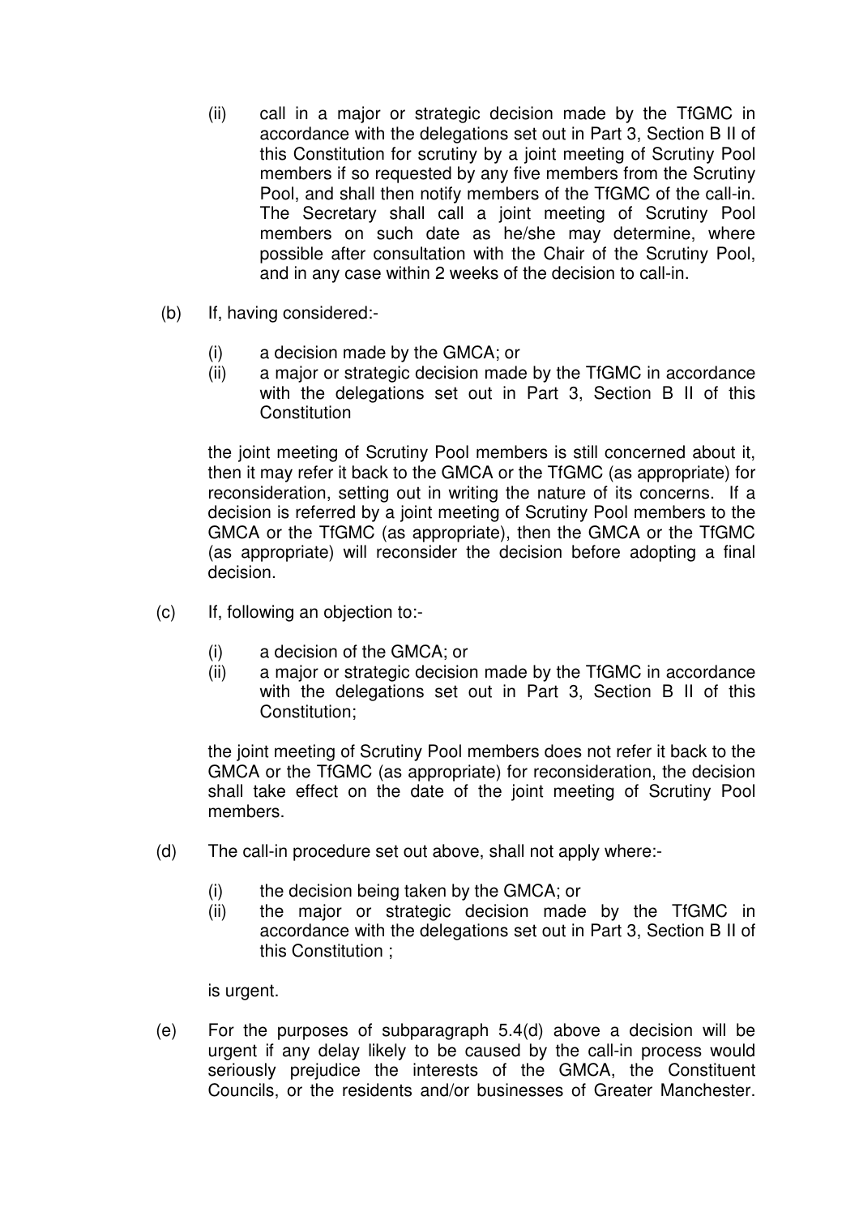(ii) call in a major or strategic decision made by the TfGMC in accordance with the delegations set out in Part 3, Section B II of this Constitution for scrutiny by a joint meeting of Scrutiny Pool members if so requested by any five members from the Scrutiny Pool, and shall then notify members of the TfGMC of the call-in. The Secretary shall call a joint meeting of Scrutiny Pool members on such date as he/she may determine, where possible after consultation with the Chair of the Scrutiny Pool, and in any case within 2 weeks of the decision to call-in.

(b) If, having considered:-

(i) a decision made by the GMCA; or
(ii) a major or strategic decision made by the TfGMC in accordance with the delegations set out in Part 3, Section B II of this Constitution

the joint meeting of Scrutiny Pool members is still concerned about it, then it may refer it back to the GMCA or the TfGMC (as appropriate) for reconsideration, setting out in writing the nature of its concerns. If a decision is referred by a joint meeting of Scrutiny Pool members to the GMCA or the TfGMC (as appropriate), then the GMCA or the TfGMC (as appropriate) will reconsider the decision before adopting a final decision.

(c) If, following an objection to:-

(i) a decision of the GMCA; or
(ii) a major or strategic decision made by the TfGMC in accordance with the delegations set out in Part 3, Section B II of this Constitution;

the joint meeting of Scrutiny Pool members does not refer it back to the GMCA or the TfGMC (as appropriate) for reconsideration, the decision shall take effect on the date of the joint meeting of Scrutiny Pool members.

(d) The call-in procedure set out above, shall not apply where:-

(i) the decision being taken by the GMCA; or
(ii) the major or strategic decision made by the TfGMC in accordance with the delegations set out in Part 3, Section B II of this Constitution ;

is urgent.

(e) For the purposes of subparagraph 5.4(d) above a decision will be urgent if any delay likely to be caused by the call-in process would seriously prejudice the interests of the GMCA, the Constituent Councils, or the residents and/or businesses of Greater Manchester.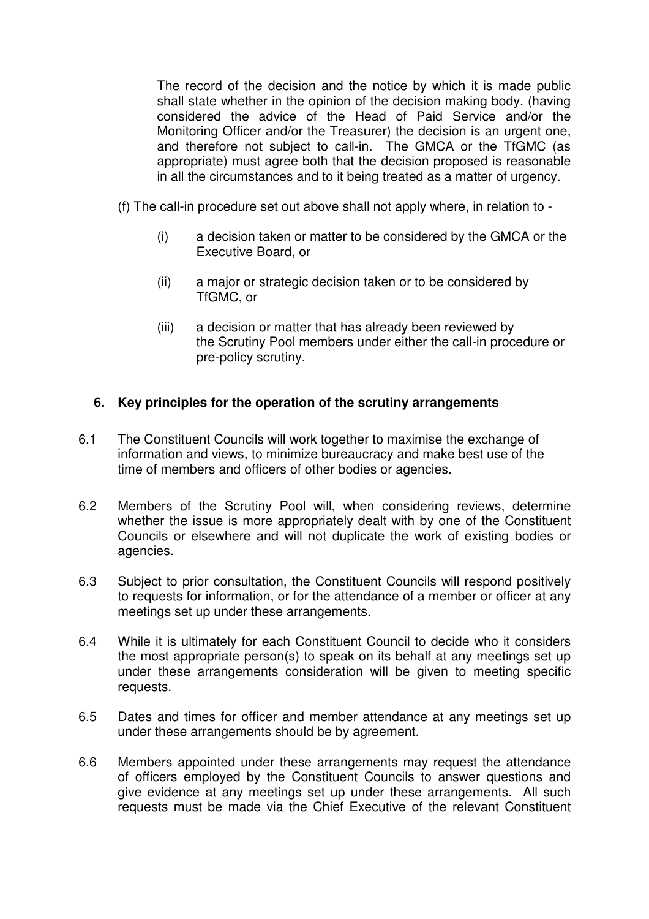The record of the decision and the notice by which it is made public shall state whether in the opinion of the decision making body, (having considered the advice of the Head of Paid Service and/or the Monitoring Officer and/or the Treasurer) the decision is an urgent one, and therefore not subject to call-in. The GMCA or the TfGMC (as appropriate) must agree both that the decision proposed is reasonable in all the circumstances and to it being treated as a matter of urgency.

(f) The call-in procedure set out above shall not apply where, in relation to -

- (i) a decision taken or matter to be considered by the GMCA or the Executive Board, or
- (ii) a major or strategic decision taken or to be considered by TfGMC, or
- (iii) a decision or matter that has already been reviewed by the Scrutiny Pool members under either the call-in procedure or pre-policy scrutiny.

## 6. Key principles for the operation of the scrutiny arrangements

6.1 The Constituent Councils will work together to maximise the exchange of information and views, to minimize bureaucracy and make best use of the time of members and officers of other bodies or agencies.

6.2 Members of the Scrutiny Pool will, when considering reviews, determine whether the issue is more appropriately dealt with by one of the Constituent Councils or elsewhere and will not duplicate the work of existing bodies or agencies.

6.3 Subject to prior consultation, the Constituent Councils will respond positively to requests for information, or for the attendance of a member or officer at any meetings set up under these arrangements.

6.4 While it is ultimately for each Constituent Council to decide who it considers the most appropriate person(s) to speak on its behalf at any meetings set up under these arrangements consideration will be given to meeting specific requests.

6.5 Dates and times for officer and member attendance at any meetings set up under these arrangements should be by agreement.

6.6 Members appointed under these arrangements may request the attendance of officers employed by the Constituent Councils to answer questions and give evidence at any meetings set up under these arrangements. All such requests must be made via the Chief Executive of the relevant Constituent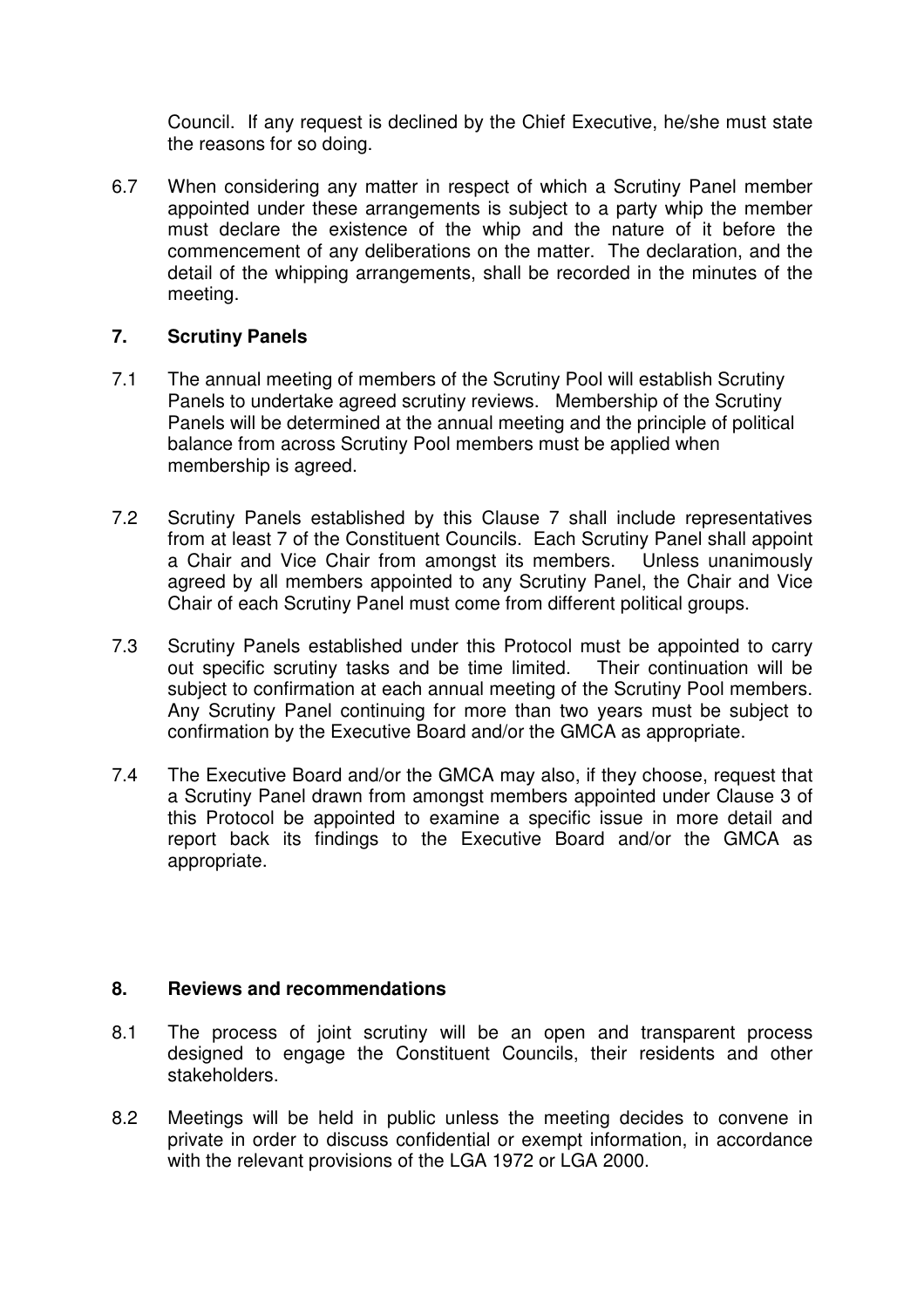Council. If any request is declined by the Chief Executive, he/she must state the reasons for so doing.

6.7 When considering any matter in respect of which a Scrutiny Panel member appointed under these arrangements is subject to a party whip the member must declare the existence of the whip and the nature of it before the commencement of any deliberations on the matter. The declaration, and the detail of the whipping arrangements, shall be recorded in the minutes of the meeting.

## 7. Scrutiny Panels

7.1 The annual meeting of members of the Scrutiny Pool will establish Scrutiny Panels to undertake agreed scrutiny reviews. Membership of the Scrutiny Panels will be determined at the annual meeting and the principle of political balance from across Scrutiny Pool members must be applied when membership is agreed.

7.2 Scrutiny Panels established by this Clause 7 shall include representatives from at least 7 of the Constituent Councils. Each Scrutiny Panel shall appoint a Chair and Vice Chair from amongst its members. Unless unanimously agreed by all members appointed to any Scrutiny Panel, the Chair and Vice Chair of each Scrutiny Panel must come from different political groups.

7.3 Scrutiny Panels established under this Protocol must be appointed to carry out specific scrutiny tasks and be time limited. Their continuation will be subject to confirmation at each annual meeting of the Scrutiny Pool members. Any Scrutiny Panel continuing for more than two years must be subject to confirmation by the Executive Board and/or the GMCA as appropriate.

7.4 The Executive Board and/or the GMCA may also, if they choose, request that a Scrutiny Panel drawn from amongst members appointed under Clause 3 of this Protocol be appointed to examine a specific issue in more detail and report back its findings to the Executive Board and/or the GMCA as appropriate.

## 8. Reviews and recommendations

8.1 The process of joint scrutiny will be an open and transparent process designed to engage the Constituent Councils, their residents and other stakeholders.

8.2 Meetings will be held in public unless the meeting decides to convene in private in order to discuss confidential or exempt information, in accordance with the relevant provisions of the LGA 1972 or LGA 2000.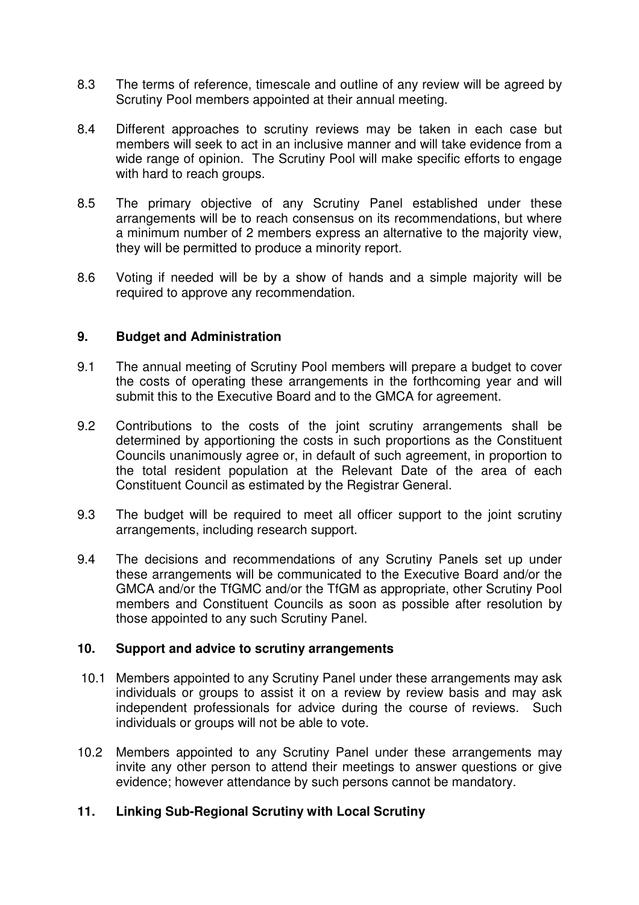8.3 The terms of reference, timescale and outline of any review will be agreed by Scrutiny Pool members appointed at their annual meeting.

8.4 Different approaches to scrutiny reviews may be taken in each case but members will seek to act in an inclusive manner and will take evidence from a wide range of opinion. The Scrutiny Pool will make specific efforts to engage with hard to reach groups.

8.5 The primary objective of any Scrutiny Panel established under these arrangements will be to reach consensus on its recommendations, but where a minimum number of 2 members express an alternative to the majority view, they will be permitted to produce a minority report.

8.6 Voting if needed will be by a show of hands and a simple majority will be required to approve any recommendation.

## 9. Budget and Administration

9.1 The annual meeting of Scrutiny Pool members will prepare a budget to cover the costs of operating these arrangements in the forthcoming year and will submit this to the Executive Board and to the GMCA for agreement.

9.2 Contributions to the costs of the joint scrutiny arrangements shall be determined by apportioning the costs in such proportions as the Constituent Councils unanimously agree or, in default of such agreement, in proportion to the total resident population at the Relevant Date of the area of each Constituent Council as estimated by the Registrar General.

9.3 The budget will be required to meet all officer support to the joint scrutiny arrangements, including research support.

9.4 The decisions and recommendations of any Scrutiny Panels set up under these arrangements will be communicated to the Executive Board and/or the GMCA and/or the TfGMC and/or the TfGM as appropriate, other Scrutiny Pool members and Constituent Councils as soon as possible after resolution by those appointed to any such Scrutiny Panel.

## 10. Support and advice to scrutiny arrangements

10.1 Members appointed to any Scrutiny Panel under these arrangements may ask individuals or groups to assist it on a review by review basis and may ask independent professionals for advice during the course of reviews. Such individuals or groups will not be able to vote.

10.2 Members appointed to any Scrutiny Panel under these arrangements may invite any other person to attend their meetings to answer questions or give evidence; however attendance by such persons cannot be mandatory.

## 11. Linking Sub-Regional Scrutiny with Local Scrutiny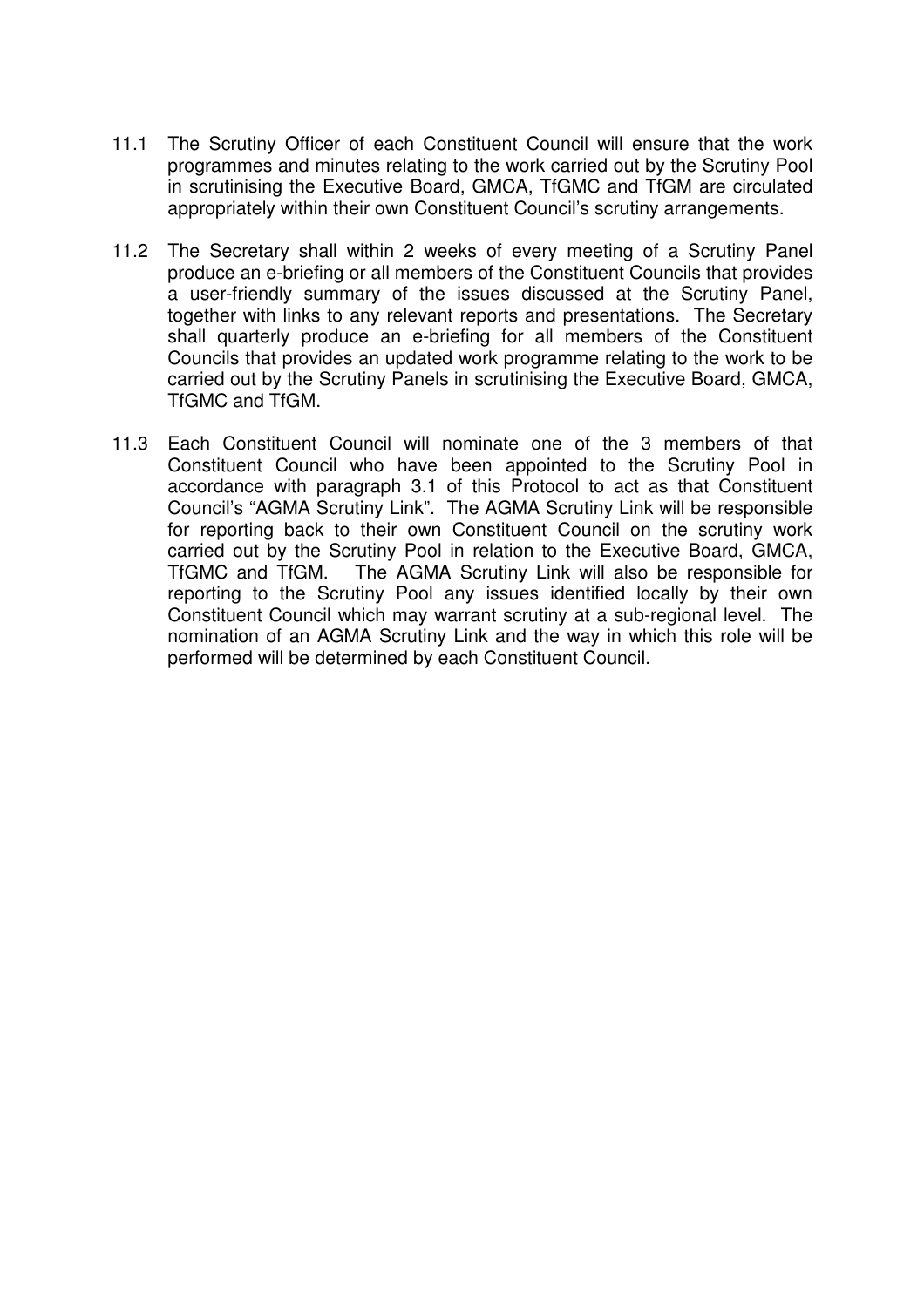11.1 The Scrutiny Officer of each Constituent Council will ensure that the work programmes and minutes relating to the work carried out by the Scrutiny Pool in scrutinising the Executive Board, GMCA, TfGMC and TfGM are circulated appropriately within their own Constituent Council's scrutiny arrangements.

11.2 The Secretary shall within 2 weeks of every meeting of a Scrutiny Panel produce an e-briefing or all members of the Constituent Councils that provides a user-friendly summary of the issues discussed at the Scrutiny Panel, together with links to any relevant reports and presentations. The Secretary shall quarterly produce an e-briefing for all members of the Constituent Councils that provides an updated work programme relating to the work to be carried out by the Scrutiny Panels in scrutinising the Executive Board, GMCA, TfGMC and TfGM.

11.3 Each Constituent Council will nominate one of the 3 members of that Constituent Council who have been appointed to the Scrutiny Pool in accordance with paragraph 3.1 of this Protocol to act as that Constituent Council's "AGMA Scrutiny Link". The AGMA Scrutiny Link will be responsible for reporting back to their own Constituent Council on the scrutiny work carried out by the Scrutiny Pool in relation to the Executive Board, GMCA, TfGMC and TfGM. The AGMA Scrutiny Link will also be responsible for reporting to the Scrutiny Pool any issues identified locally by their own Constituent Council which may warrant scrutiny at a sub-regional level. The nomination of an AGMA Scrutiny Link and the way in which this role will be performed will be determined by each Constituent Council.